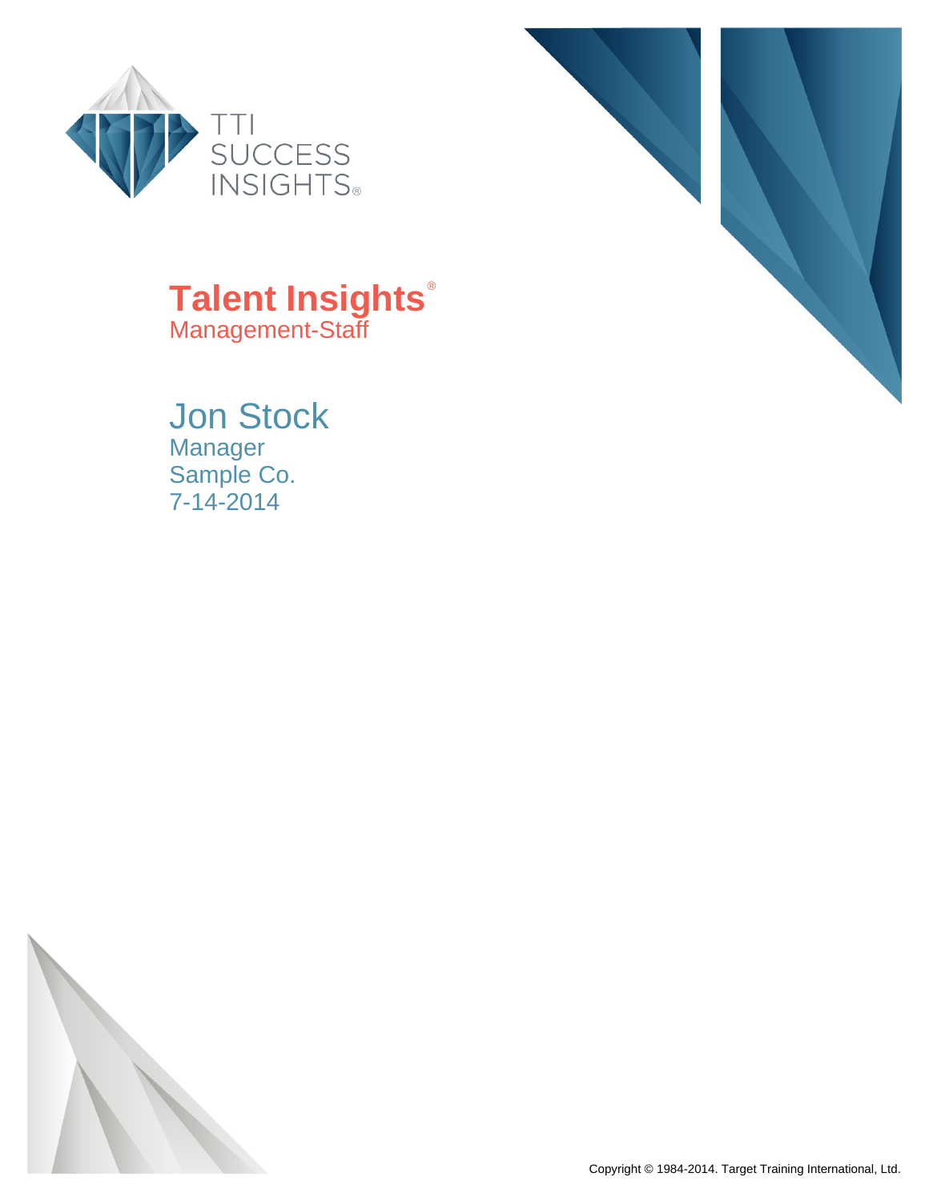TTI SUCCESS INSIGHTS®

# Talent Insights®

Management-Staff

## Jon Stock

Manager
Sample Co.
7-14-2014

Copyright © 1984-2014. Target Training International, Ltd.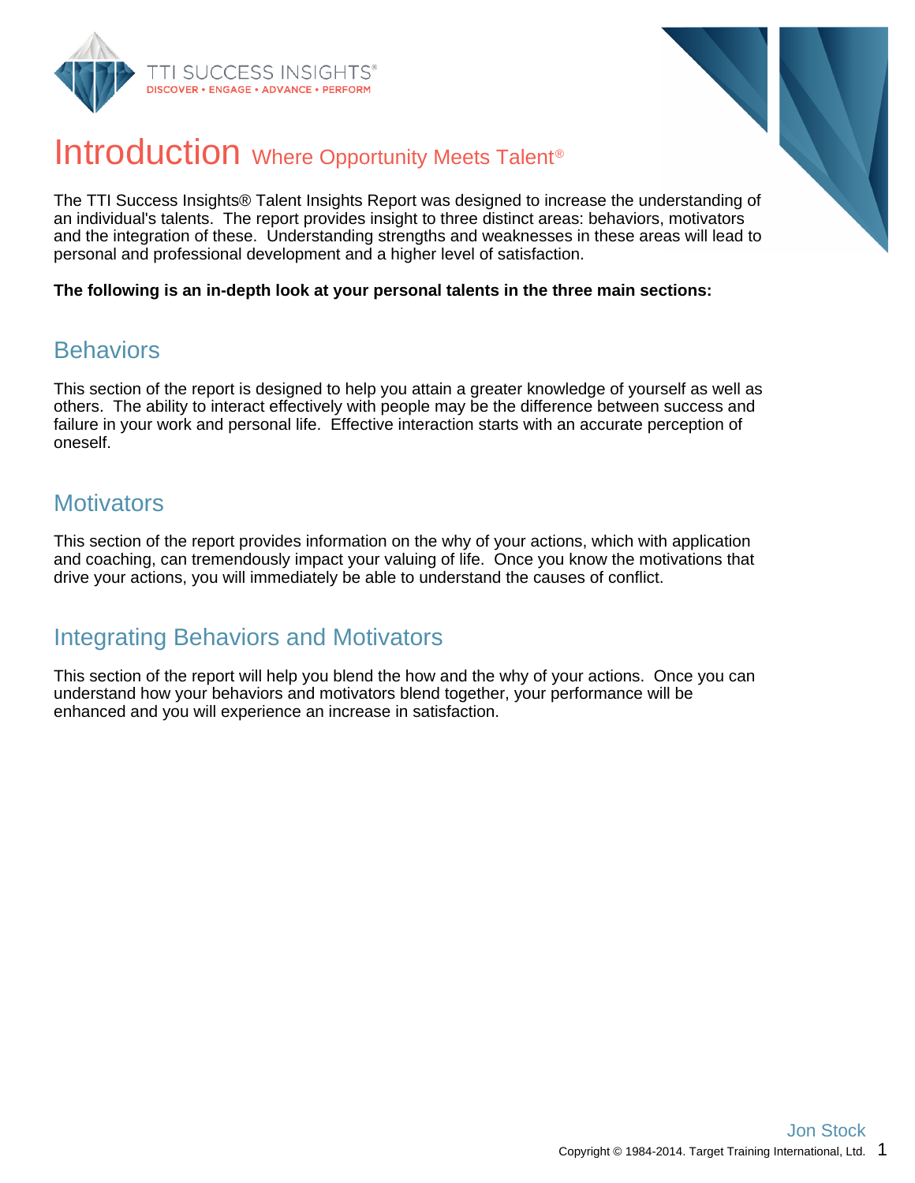# Introduction Where Opportunity Meets Talent®

The TTI Success Insights® Talent Insights Report was designed to increase the understanding of an individual's talents. The report provides insight to three distinct areas: behaviors, motivators and the integration of these. Understanding strengths and weaknesses in these areas will lead to personal and professional development and a higher level of satisfaction.

**The following is an in-depth look at your personal talents in the three main sections:**

## Behaviors

This section of the report is designed to help you attain a greater knowledge of yourself as well as others. The ability to interact effectively with people may be the difference between success and failure in your work and personal life. Effective interaction starts with an accurate perception of oneself.

## Motivators

This section of the report provides information on the why of your actions, which with application and coaching, can tremendously impact your valuing of life. Once you know the motivations that drive your actions, you will immediately be able to understand the causes of conflict.

## Integrating Behaviors and Motivators

This section of the report will help you blend the how and the why of your actions. Once you can understand how your behaviors and motivators blend together, your performance will be enhanced and you will experience an increase in satisfaction.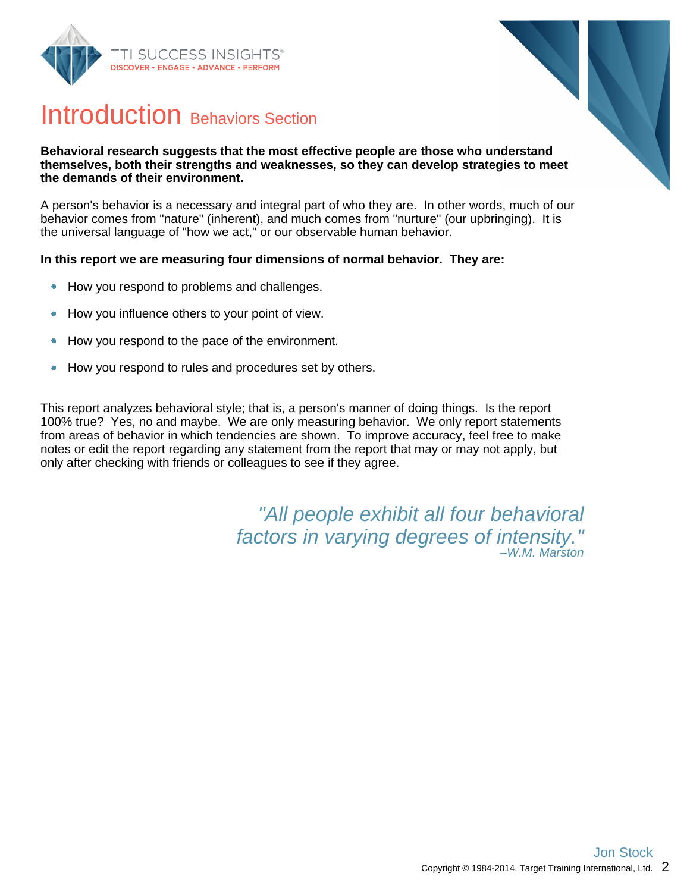# Introduction Behaviors Section

**Behavioral research suggests that the most effective people are those who understand themselves, both their strengths and weaknesses, so they can develop strategies to meet the demands of their environment.**

A person's behavior is a necessary and integral part of who they are. In other words, much of our behavior comes from "nature" (inherent), and much comes from "nurture" (our upbringing). It is the universal language of "how we act," or our observable human behavior.

**In this report we are measuring four dimensions of normal behavior. They are:**

- How you respond to problems and challenges.
- How you influence others to your point of view.
- How you respond to the pace of the environment.
- How you respond to rules and procedures set by others.

This report analyzes behavioral style; that is, a person's manner of doing things. Is the report 100% true? Yes, no and maybe. We are only measuring behavior. We only report statements from areas of behavior in which tendencies are shown. To improve accuracy, feel free to make notes or edit the report regarding any statement from the report that may or may not apply, but only after checking with friends or colleagues to see if they agree.

> *"All people exhibit all four behavioral factors in varying degrees of intensity."*
> *–W.M. Marston*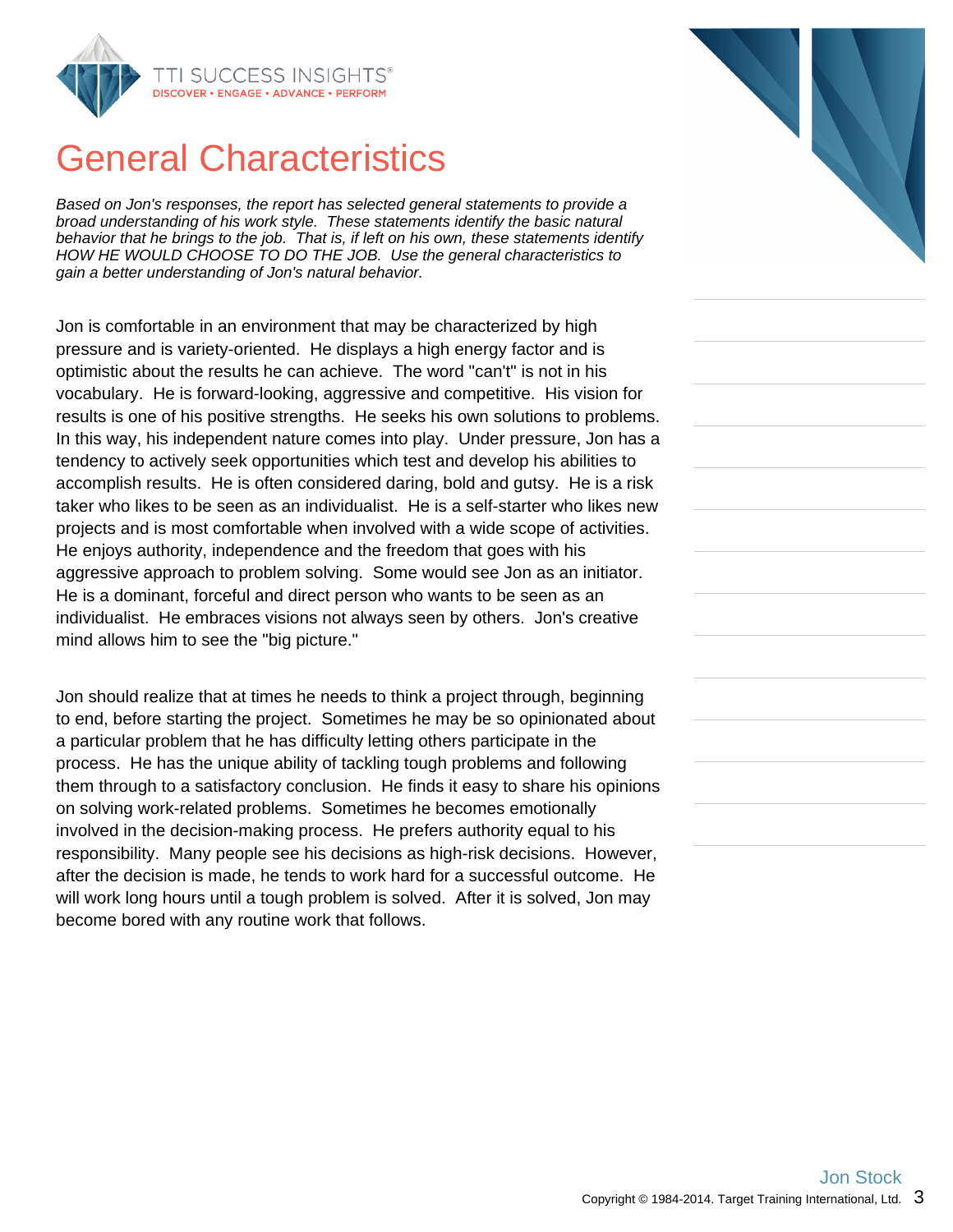# General Characteristics

*Based on Jon's responses, the report has selected general statements to provide a broad understanding of his work style. These statements identify the basic natural behavior that he brings to the job. That is, if left on his own, these statements identify HOW HE WOULD CHOOSE TO DO THE JOB. Use the general characteristics to gain a better understanding of Jon's natural behavior.*

Jon is comfortable in an environment that may be characterized by high pressure and is variety-oriented. He displays a high energy factor and is optimistic about the results he can achieve. The word "can't" is not in his vocabulary. He is forward-looking, aggressive and competitive. His vision for results is one of his positive strengths. He seeks his own solutions to problems. In this way, his independent nature comes into play. Under pressure, Jon has a tendency to actively seek opportunities which test and develop his abilities to accomplish results. He is often considered daring, bold and gutsy. He is a risk taker who likes to be seen as an individualist. He is a self-starter who likes new projects and is most comfortable when involved with a wide scope of activities. He enjoys authority, independence and the freedom that goes with his aggressive approach to problem solving. Some would see Jon as an initiator. He is a dominant, forceful and direct person who wants to be seen as an individualist. He embraces visions not always seen by others. Jon's creative mind allows him to see the "big picture."

Jon should realize that at times he needs to think a project through, beginning to end, before starting the project. Sometimes he may be so opinionated about a particular problem that he has difficulty letting others participate in the process. He has the unique ability of tackling tough problems and following them through to a satisfactory conclusion. He finds it easy to share his opinions on solving work-related problems. Sometimes he becomes emotionally involved in the decision-making process. He prefers authority equal to his responsibility. Many people see his decisions as high-risk decisions. However, after the decision is made, he tends to work hard for a successful outcome. He will work long hours until a tough problem is solved. After it is solved, Jon may become bored with any routine work that follows.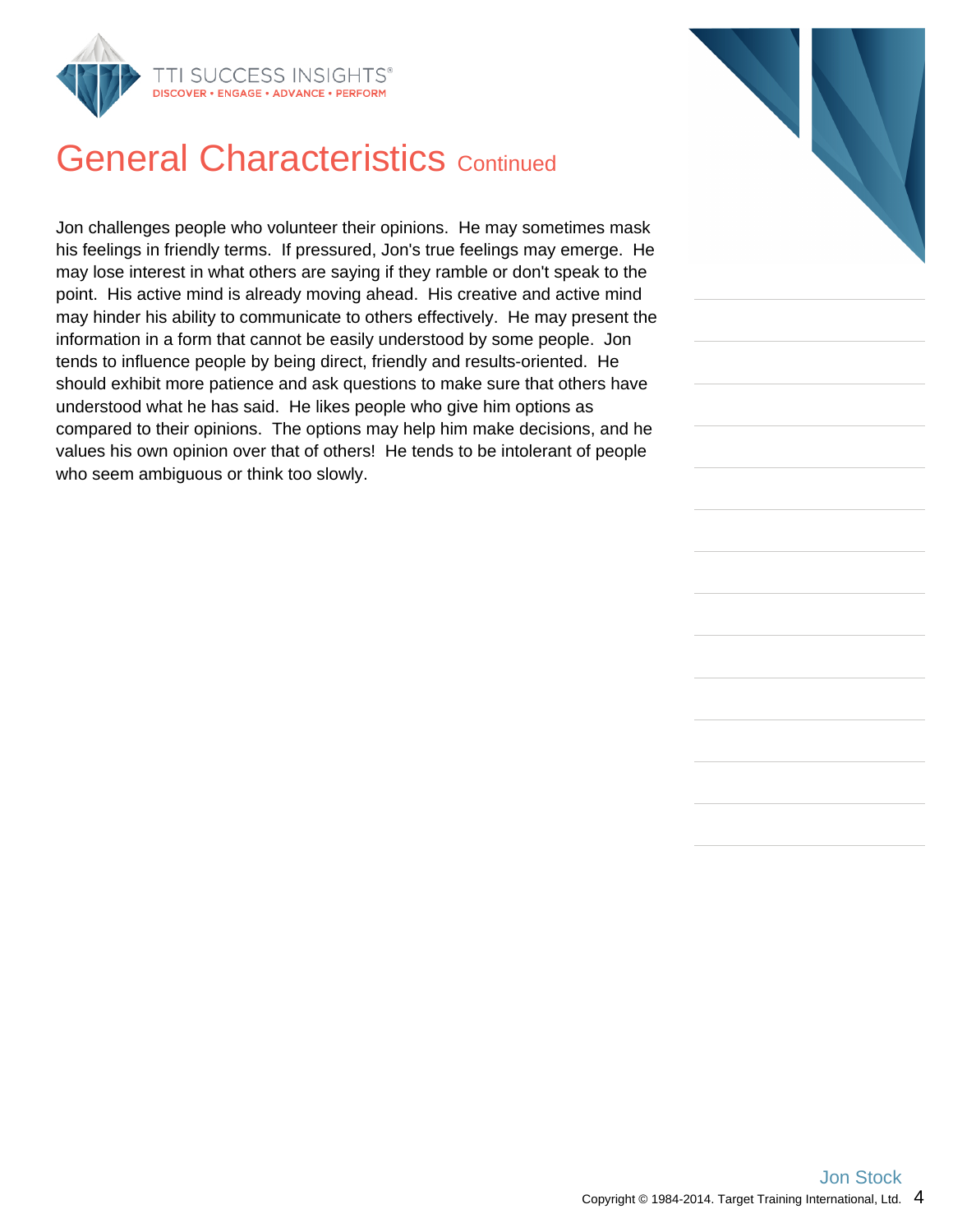# General Characteristics Continued

Jon challenges people who volunteer their opinions. He may sometimes mask his feelings in friendly terms. If pressured, Jon's true feelings may emerge. He may lose interest in what others are saying if they ramble or don't speak to the point. His active mind is already moving ahead. His creative and active mind may hinder his ability to communicate to others effectively. He may present the information in a form that cannot be easily understood by some people. Jon tends to influence people by being direct, friendly and results-oriented. He should exhibit more patience and ask questions to make sure that others have understood what he has said. He likes people who give him options as compared to their opinions. The options may help him make decisions, and he values his own opinion over that of others! He tends to be intolerant of people who seem ambiguous or think too slowly.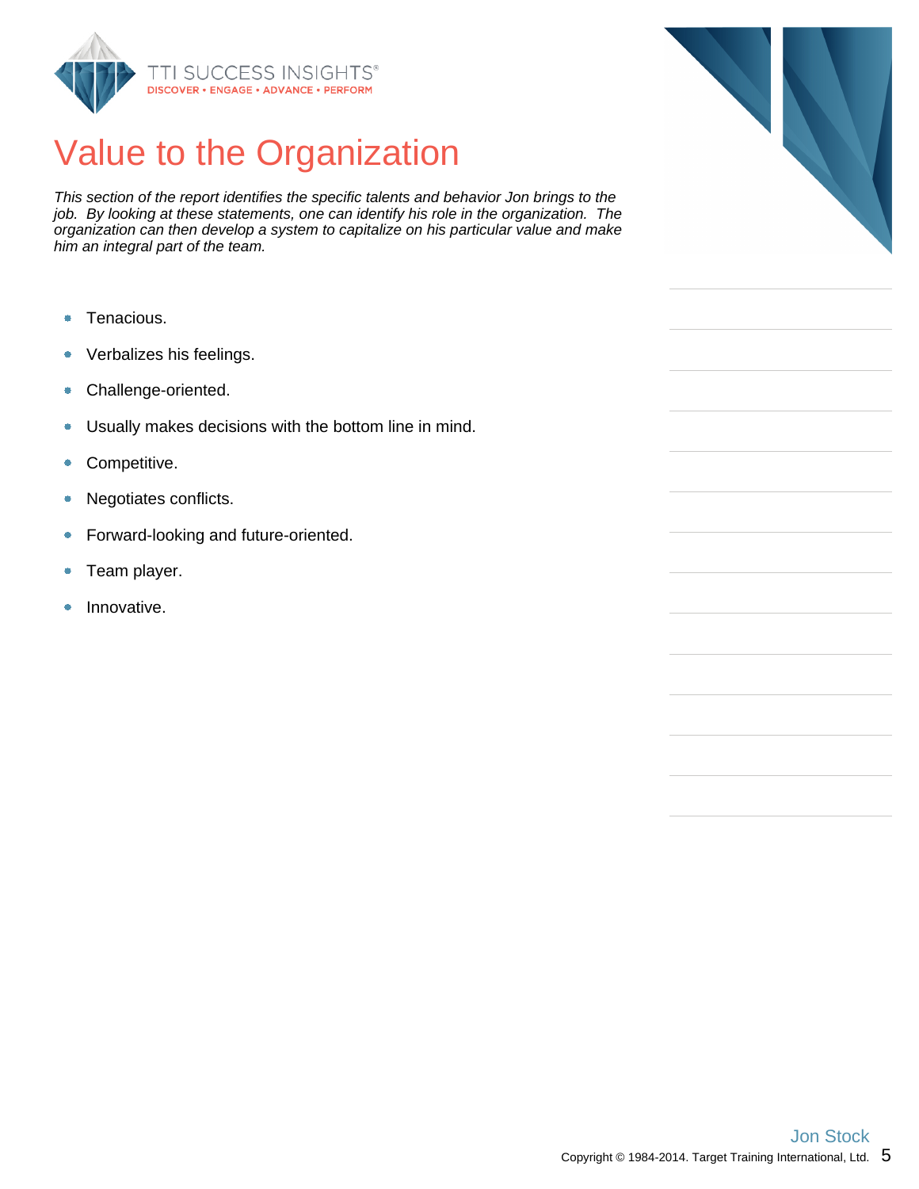# Value to the Organization

*This section of the report identifies the specific talents and behavior Jon brings to the job. By looking at these statements, one can identify his role in the organization. The organization can then develop a system to capitalize on his particular value and make him an integral part of the team.*

- Tenacious.
- Verbalizes his feelings.
- Challenge-oriented.
- Usually makes decisions with the bottom line in mind.
- Competitive.
- Negotiates conflicts.
- Forward-looking and future-oriented.
- Team player.
- Innovative.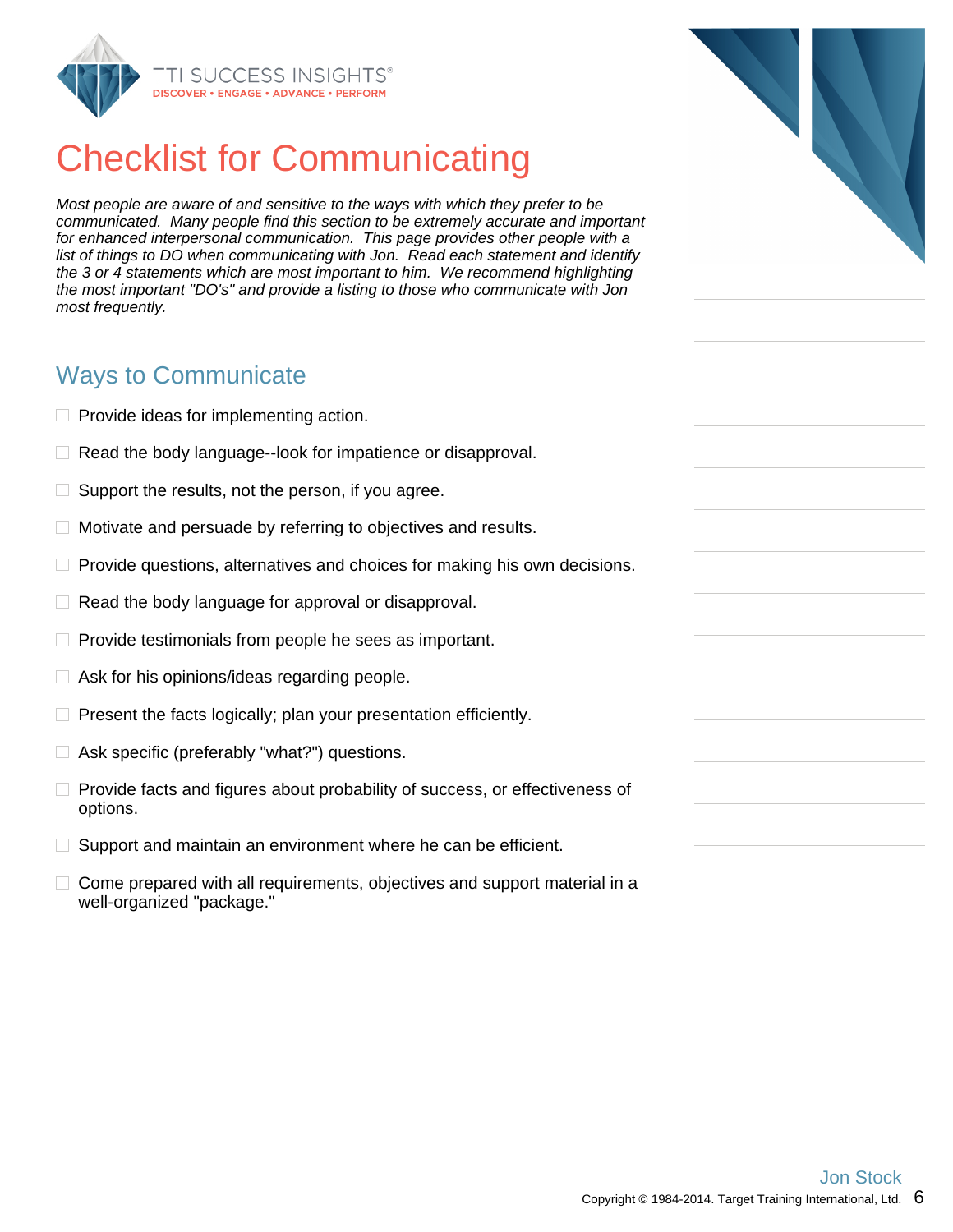# Checklist for Communicating

*Most people are aware of and sensitive to the ways with which they prefer to be communicated. Many people find this section to be extremely accurate and important for enhanced interpersonal communication. This page provides other people with a list of things to DO when communicating with Jon. Read each statement and identify the 3 or 4 statements which are most important to him. We recommend highlighting the most important "DO's" and provide a listing to those who communicate with Jon most frequently.*

## Ways to Communicate

- [ ] Provide ideas for implementing action.
- [ ] Read the body language--look for impatience or disapproval.
- [ ] Support the results, not the person, if you agree.
- [ ] Motivate and persuade by referring to objectives and results.
- [ ] Provide questions, alternatives and choices for making his own decisions.
- [ ] Read the body language for approval or disapproval.
- [ ] Provide testimonials from people he sees as important.
- [ ] Ask for his opinions/ideas regarding people.
- [ ] Present the facts logically; plan your presentation efficiently.
- [ ] Ask specific (preferably "what?") questions.
- [ ] Provide facts and figures about probability of success, or effectiveness of options.
- [ ] Support and maintain an environment where he can be efficient.
- [ ] Come prepared with all requirements, objectives and support material in a well-organized "package."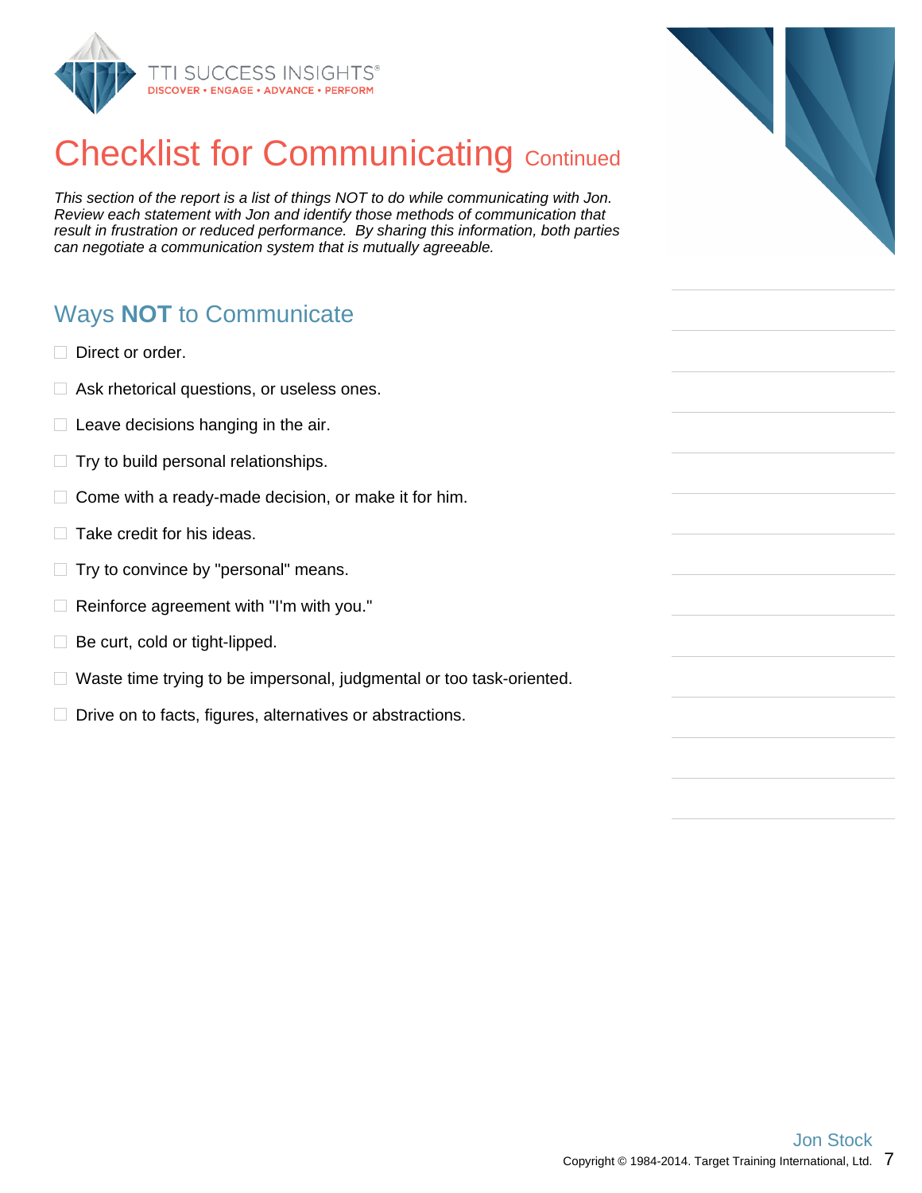# Checklist for Communicating Continued

*This section of the report is a list of things NOT to do while communicating with Jon. Review each statement with Jon and identify those methods of communication that result in frustration or reduced performance. By sharing this information, both parties can negotiate a communication system that is mutually agreeable.*

## Ways **NOT** to Communicate

- ☐ Direct or order.
- ☐ Ask rhetorical questions, or useless ones.
- ☐ Leave decisions hanging in the air.
- ☐ Try to build personal relationships.
- ☐ Come with a ready-made decision, or make it for him.
- ☐ Take credit for his ideas.
- ☐ Try to convince by "personal" means.
- ☐ Reinforce agreement with "I'm with you."
- ☐ Be curt, cold or tight-lipped.
- ☐ Waste time trying to be impersonal, judgmental or too task-oriented.
- ☐ Drive on to facts, figures, alternatives or abstractions.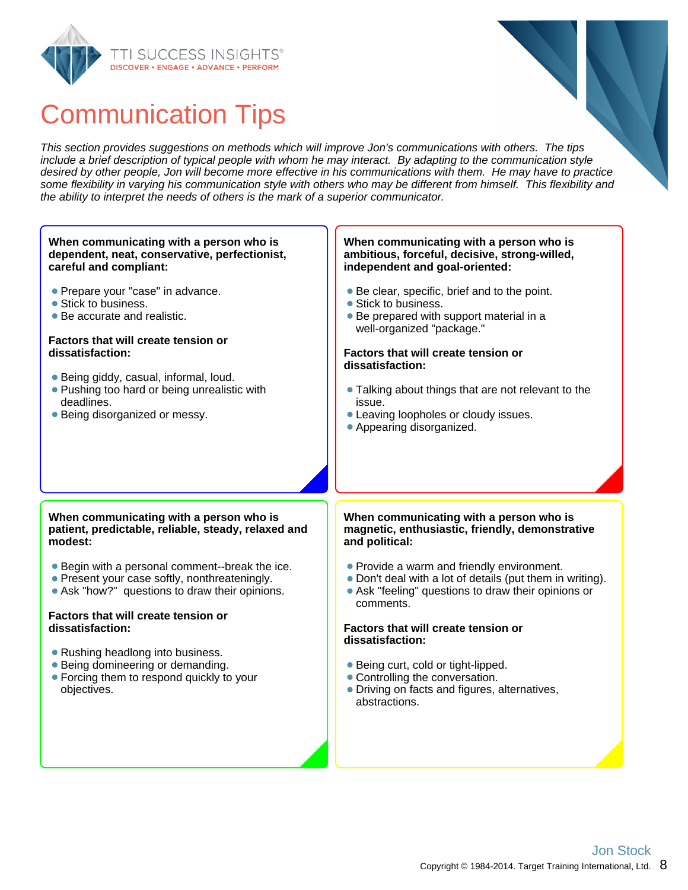# Communication Tips

*This section provides suggestions on methods which will improve Jon's communications with others. The tips include a brief description of typical people with whom he may interact. By adapting to the communication style desired by other people, Jon will become more effective in his communications with them. He may have to practice some flexibility in varying his communication style with others who may be different from himself. This flexibility and the ability to interpret the needs of others is the mark of a superior communicator.*

**When communicating with a person who is dependent, neat, conservative, perfectionist, careful and compliant:**

- Prepare your "case" in advance.
- Stick to business.
- Be accurate and realistic.

**Factors that will create tension or dissatisfaction:**

- Being giddy, casual, informal, loud.
- Pushing too hard or being unrealistic with deadlines.
- Being disorganized or messy.

**When communicating with a person who is ambitious, forceful, decisive, strong-willed, independent and goal-oriented:**

- Be clear, specific, brief and to the point.
- Stick to business.
- Be prepared with support material in a well-organized "package."

**Factors that will create tension or dissatisfaction:**

- Talking about things that are not relevant to the issue.
- Leaving loopholes or cloudy issues.
- Appearing disorganized.

**When communicating with a person who is patient, predictable, reliable, steady, relaxed and modest:**

- Begin with a personal comment--break the ice.
- Present your case softly, nonthreateningly.
- Ask "how?" questions to draw their opinions.

**Factors that will create tension or dissatisfaction:**

- Rushing headlong into business.
- Being domineering or demanding.
- Forcing them to respond quickly to your objectives.

**When communicating with a person who is magnetic, enthusiastic, friendly, demonstrative and political:**

- Provide a warm and friendly environment.
- Don't deal with a lot of details (put them in writing).
- Ask "feeling" questions to draw their opinions or comments.

**Factors that will create tension or dissatisfaction:**

- Being curt, cold or tight-lipped.
- Controlling the conversation.
- Driving on facts and figures, alternatives, abstractions.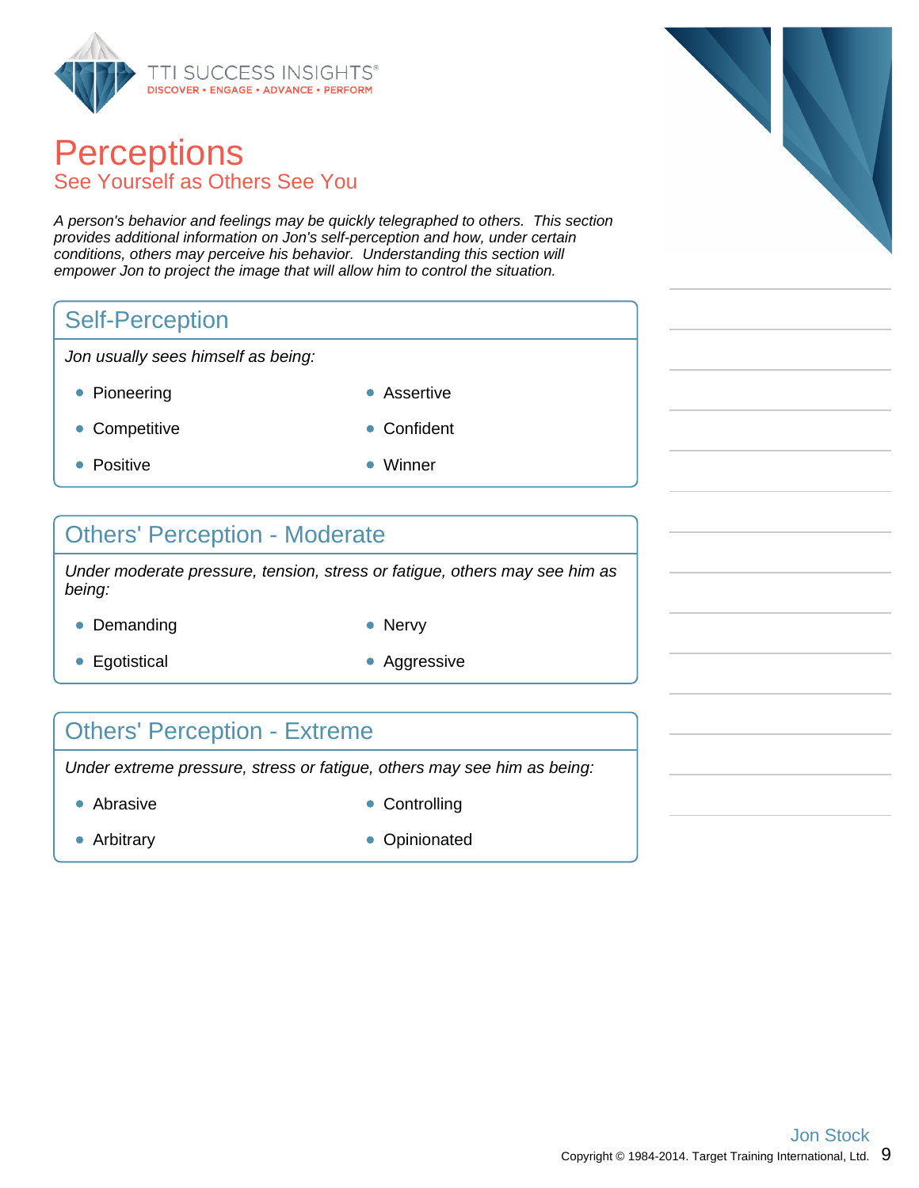# Perceptions

## See Yourself as Others See You

*A person's behavior and feelings may be quickly telegraphed to others. This section provides additional information on Jon's self-perception and how, under certain conditions, others may perceive his behavior. Understanding this section will empower Jon to project the image that will allow him to control the situation.*

### Self-Perception

*Jon usually sees himself as being:*

- Pioneering
- Assertive
- Competitive
- Confident
- Positive
- Winner

### Others' Perception - Moderate

*Under moderate pressure, tension, stress or fatigue, others may see him as being:*

- Demanding
- Nervy
- Egotistical
- Aggressive

### Others' Perception - Extreme

*Under extreme pressure, stress or fatigue, others may see him as being:*

- Abrasive
- Controlling
- Arbitrary
- Opinionated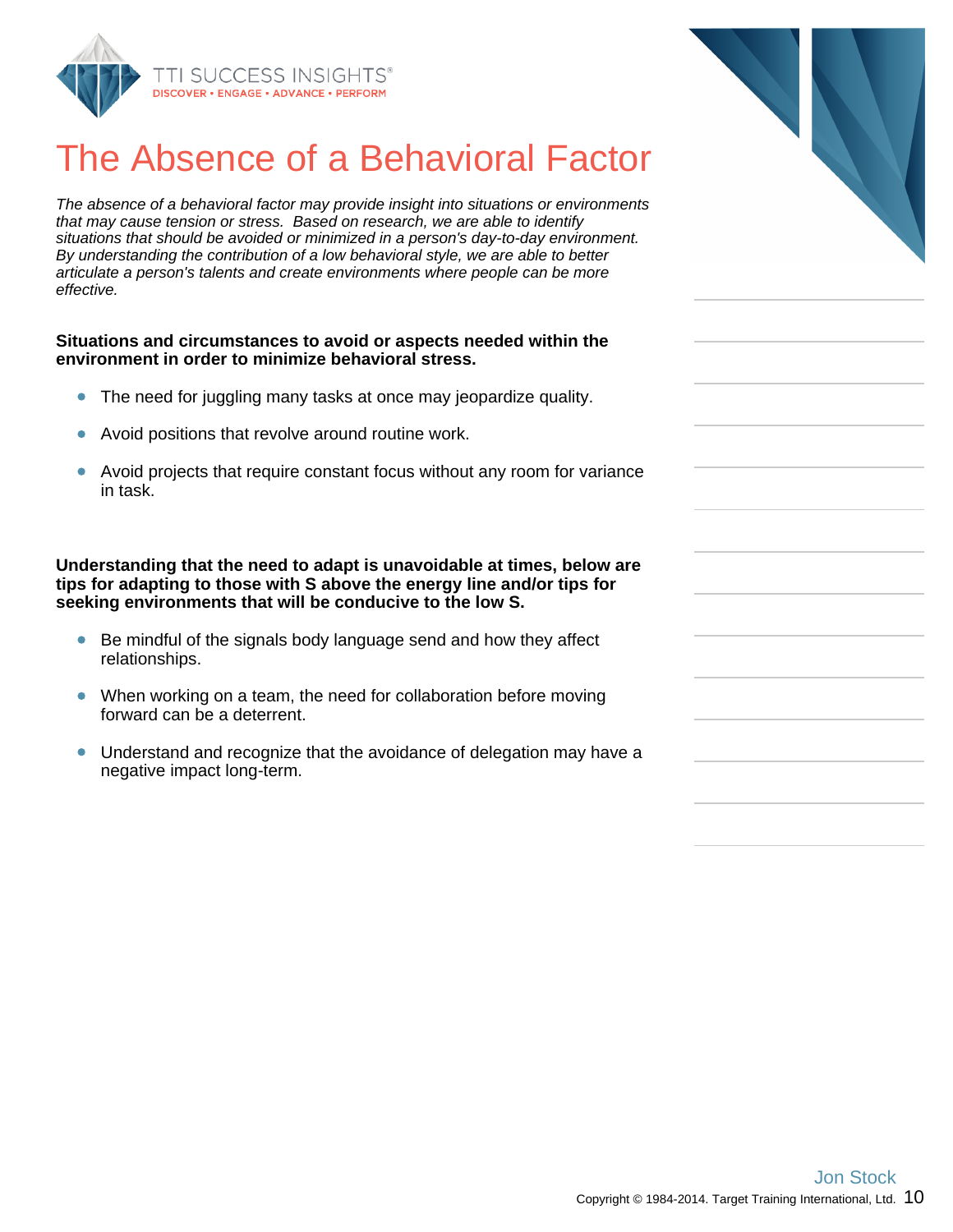# The Absence of a Behavioral Factor

*The absence of a behavioral factor may provide insight into situations or environments that may cause tension or stress. Based on research, we are able to identify situations that should be avoided or minimized in a person's day-to-day environment. By understanding the contribution of a low behavioral style, we are able to better articulate a person's talents and create environments where people can be more effective.*

**Situations and circumstances to avoid or aspects needed within the environment in order to minimize behavioral stress.**

- The need for juggling many tasks at once may jeopardize quality.
- Avoid positions that revolve around routine work.
- Avoid projects that require constant focus without any room for variance in task.

**Understanding that the need to adapt is unavoidable at times, below are tips for adapting to those with S above the energy line and/or tips for seeking environments that will be conducive to the low S.**

- Be mindful of the signals body language send and how they affect relationships.
- When working on a team, the need for collaboration before moving forward can be a deterrent.
- Understand and recognize that the avoidance of delegation may have a negative impact long-term.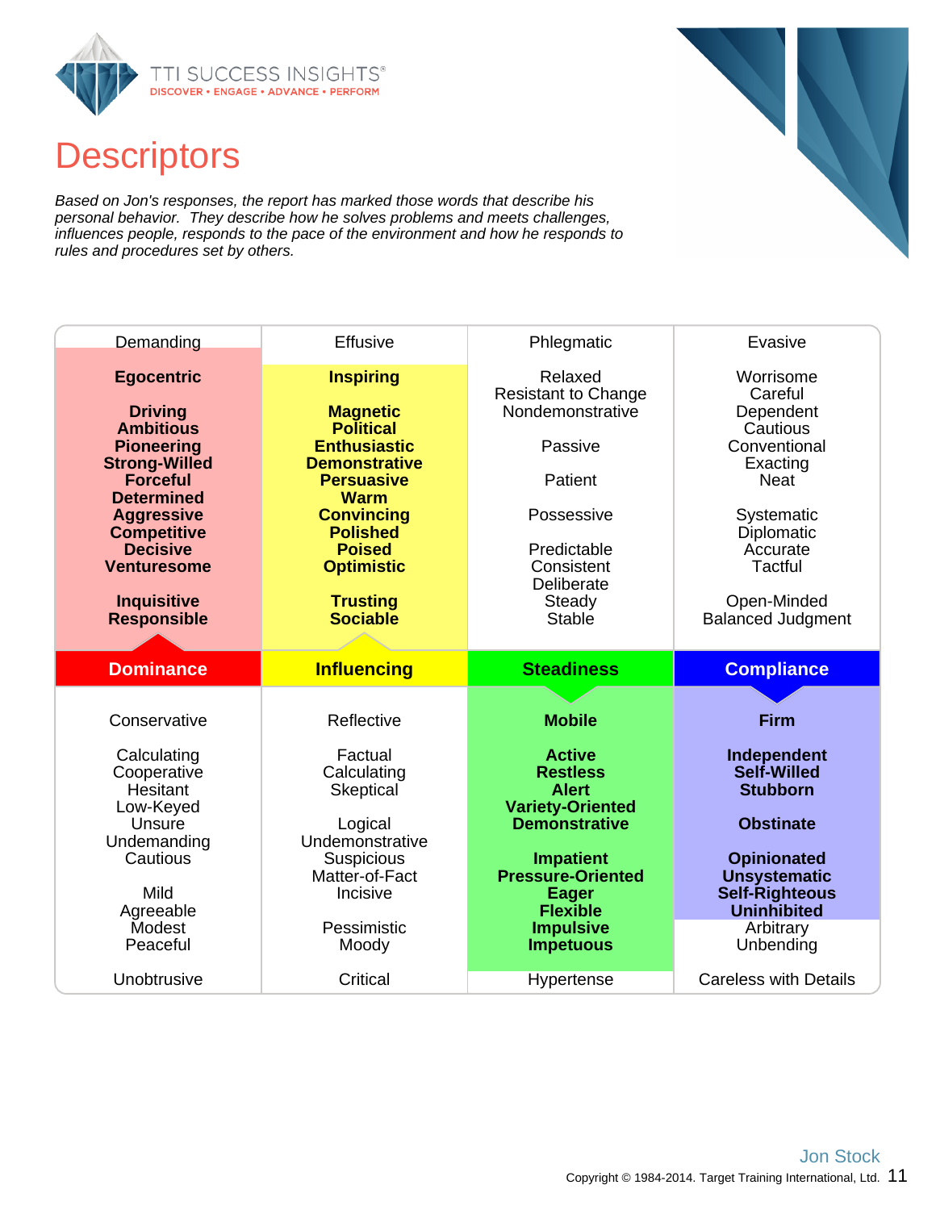# Descriptors

*Based on Jon's responses, the report has marked those words that describe his personal behavior. They describe how he solves problems and meets challenges, influences people, responds to the pace of the environment and how he responds to rules and procedures set by others.*

| Demanding | Effusive | Phlegmatic | Evasive |
|---|---|---|---|
| **Egocentric** | **Inspiring** | Relaxed<br>Resistant to Change<br>Nondemonstrative | Worrisome<br>Careful<br>Dependent<br>Cautious<br>Conventional<br>Exacting<br>Neat |
| **Driving**<br>**Ambitious**<br>**Pioneering**<br>**Strong-Willed**<br>**Forceful**<br>**Determined**<br>**Aggressive**<br>**Competitive**<br>**Decisive**<br>**Venturesome** | **Magnetic**<br>**Political**<br>**Enthusiastic**<br>**Demonstrative**<br>**Persuasive**<br>**Warm**<br>**Convincing**<br>**Polished**<br>**Poised**<br>**Optimistic** | Passive<br><br>Patient<br><br>Possessive<br><br>Predictable<br>Consistent<br>Deliberate<br>Steady<br>Stable | Systematic<br>Diplomatic<br>Accurate<br>Tactful |
| **Inquisitive**<br>**Responsible** | **Trusting**<br>**Sociable** | | Open-Minded<br>Balanced Judgment |
| **Dominance** | **Influencing** | **Steadiness** | **Compliance** |
| Conservative | Reflective | **Mobile** | **Firm** |
| Calculating<br>Cooperative<br>Hesitant<br>Low-Keyed<br>Unsure<br>Undemanding<br>Cautious | Factual<br>Calculating<br>Skeptical<br><br>Logical<br>Undemonstrative<br>Suspicious<br>Matter-of-Fact<br>Incisive | **Active**<br>**Restless**<br>**Alert**<br>**Variety-Oriented**<br>**Demonstrative** | **Independent**<br>**Self-Willed**<br>**Stubborn**<br><br>**Obstinate** |
| Mild<br>Agreeable<br>Modest<br>Peaceful | Pessimistic<br>Moody | **Impatient**<br>**Pressure-Oriented**<br>**Eager**<br>**Flexible**<br>**Impulsive**<br>**Impetuous** | **Opinionated**<br>**Unsystematic**<br>**Self-Righteous**<br>**Uninhibited**<br>Arbitrary<br>Unbending |
| Unobtrusive | Critical | Hypertense | Careless with Details |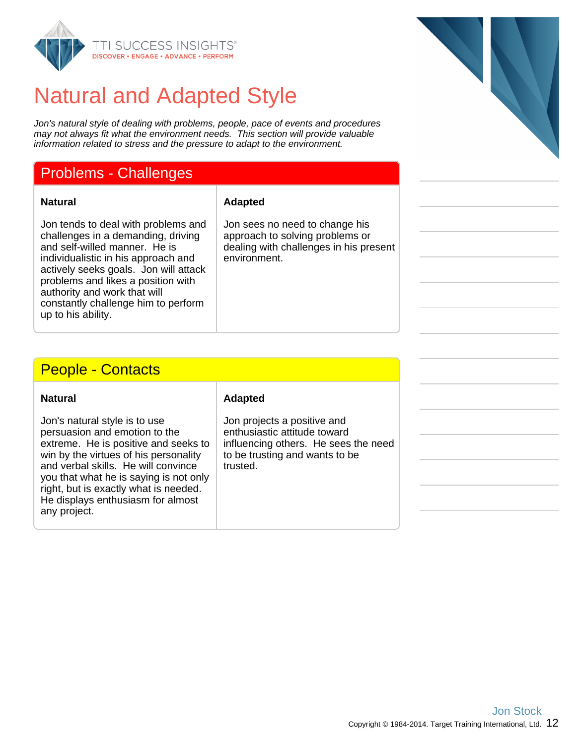# Natural and Adapted Style

*Jon's natural style of dealing with problems, people, pace of events and procedures may not always fit what the environment needs. This section will provide valuable information related to stress and the pressure to adapt to the environment.*

## Problems - Challenges

| Natural | Adapted |
|---|---|
| Jon tends to deal with problems and challenges in a demanding, driving and self-willed manner. He is individualistic in his approach and actively seeks goals. Jon will attack problems and likes a position with authority and work that will constantly challenge him to perform up to his ability. | Jon sees no need to change his approach to solving problems or dealing with challenges in his present environment. |

## People - Contacts

| Natural | Adapted |
|---|---|
| Jon's natural style is to use persuasion and emotion to the extreme. He is positive and seeks to win by the virtues of his personality and verbal skills. He will convince you that what he is saying is not only right, but is exactly what is needed. He displays enthusiasm for almost any project. | Jon projects a positive and enthusiastic attitude toward influencing others. He sees the need to be trusting and wants to be trusted. |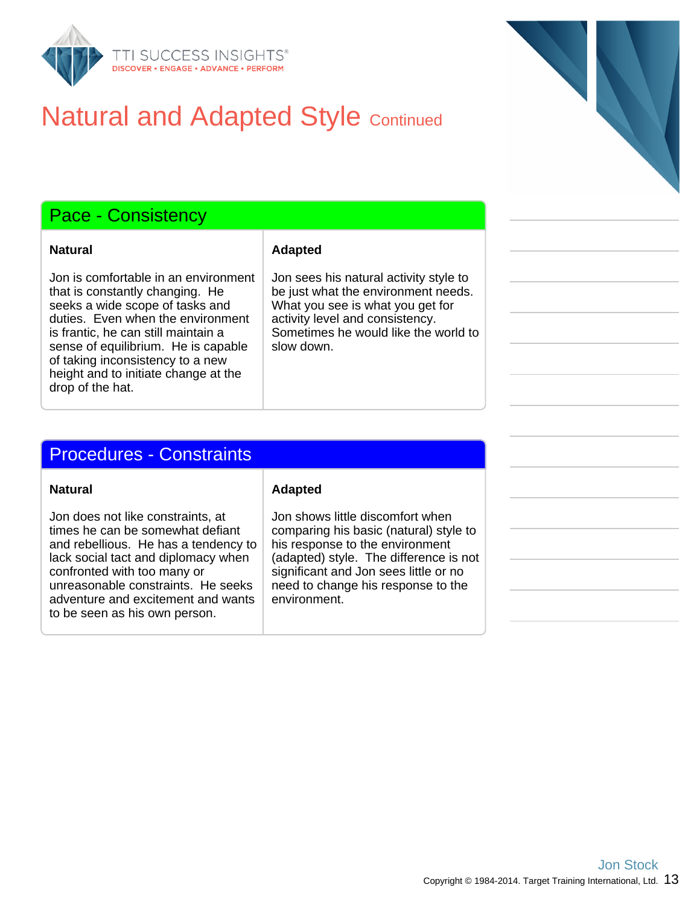# Natural and Adapted Style Continued

## Pace - Consistency

| Natural | Adapted |
|---|---|
| Jon is comfortable in an environment that is constantly changing. He seeks a wide scope of tasks and duties. Even when the environment is frantic, he can still maintain a sense of equilibrium. He is capable of taking inconsistency to a new height and to initiate change at the drop of the hat. | Jon sees his natural activity style to be just what the environment needs. What you see is what you get for activity level and consistency. Sometimes he would like the world to slow down. |

## Procedures - Constraints

| Natural | Adapted |
|---|---|
| Jon does not like constraints, at times he can be somewhat defiant and rebellious. He has a tendency to lack social tact and diplomacy when confronted with too many or unreasonable constraints. He seeks adventure and excitement and wants to be seen as his own person. | Jon shows little discomfort when comparing his basic (natural) style to his response to the environment (adapted) style. The difference is not significant and Jon sees little or no need to change his response to the environment. |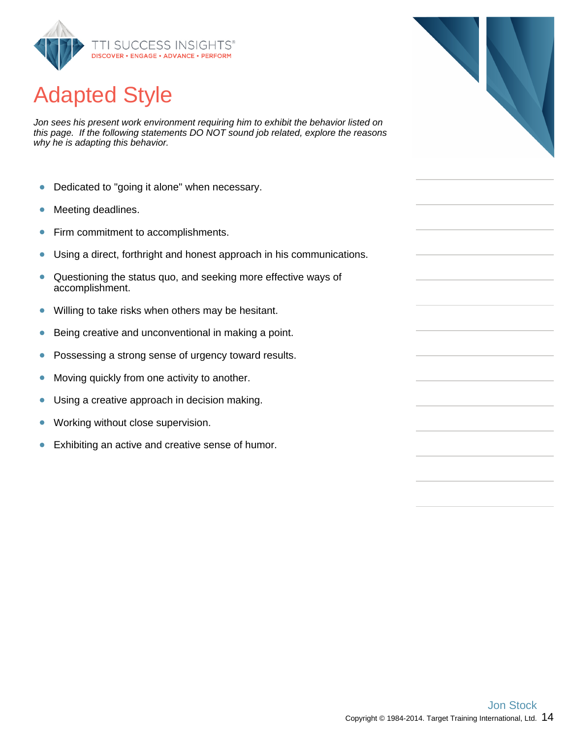# Adapted Style

*Jon sees his present work environment requiring him to exhibit the behavior listed on this page. If the following statements DO NOT sound job related, explore the reasons why he is adapting this behavior.*

- Dedicated to "going it alone" when necessary.
- Meeting deadlines.
- Firm commitment to accomplishments.
- Using a direct, forthright and honest approach in his communications.
- Questioning the status quo, and seeking more effective ways of accomplishment.
- Willing to take risks when others may be hesitant.
- Being creative and unconventional in making a point.
- Possessing a strong sense of urgency toward results.
- Moving quickly from one activity to another.
- Using a creative approach in decision making.
- Working without close supervision.
- Exhibiting an active and creative sense of humor.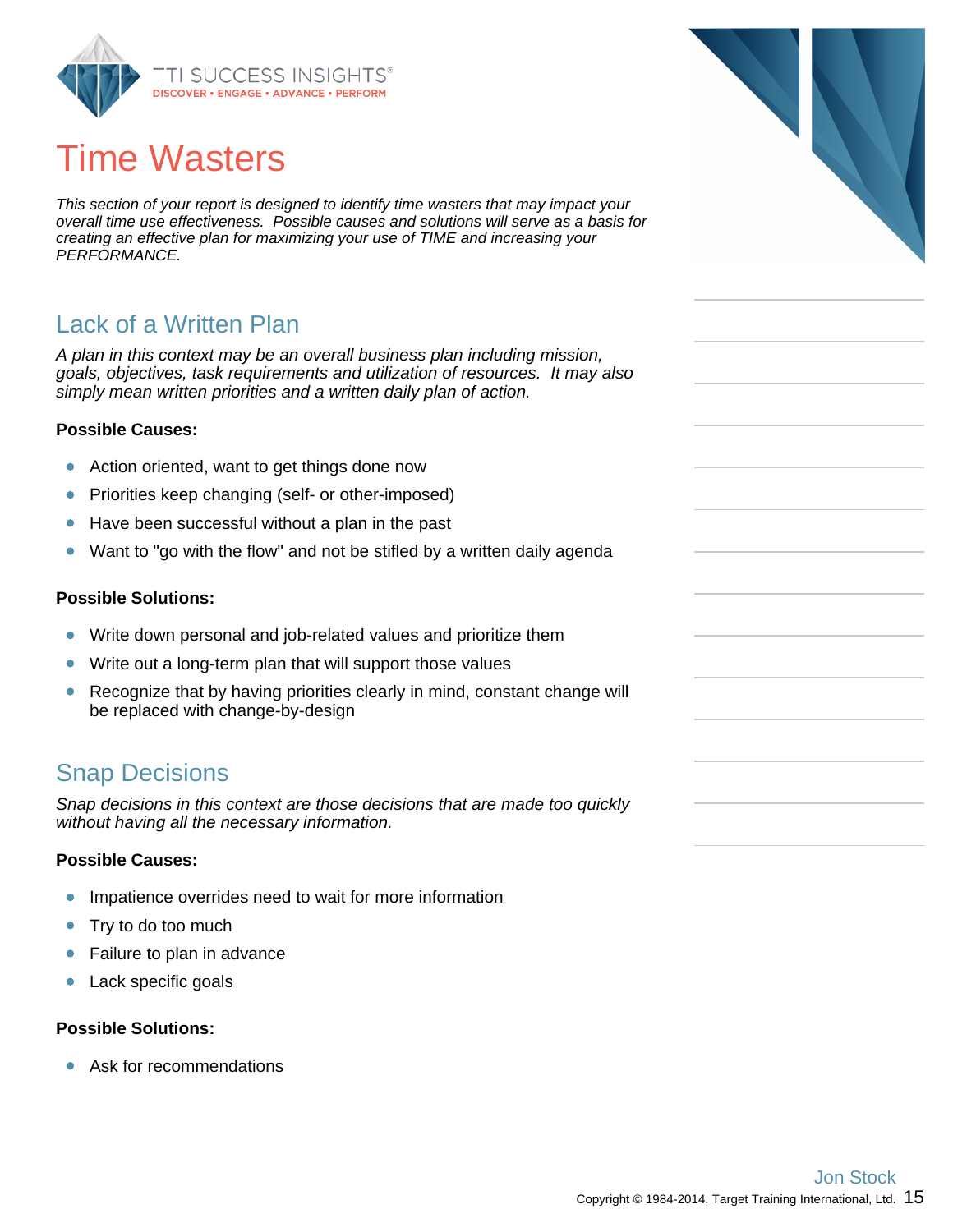# Time Wasters

*This section of your report is designed to identify time wasters that may impact your overall time use effectiveness. Possible causes and solutions will serve as a basis for creating an effective plan for maximizing your use of TIME and increasing your PERFORMANCE.*

## Lack of a Written Plan

*A plan in this context may be an overall business plan including mission, goals, objectives, task requirements and utilization of resources. It may also simply mean written priorities and a written daily plan of action.*

**Possible Causes:**

- Action oriented, want to get things done now
- Priorities keep changing (self- or other-imposed)
- Have been successful without a plan in the past
- Want to "go with the flow" and not be stifled by a written daily agenda

**Possible Solutions:**

- Write down personal and job-related values and prioritize them
- Write out a long-term plan that will support those values
- Recognize that by having priorities clearly in mind, constant change will be replaced with change-by-design

## Snap Decisions

*Snap decisions in this context are those decisions that are made too quickly without having all the necessary information.*

**Possible Causes:**

- Impatience overrides need to wait for more information
- Try to do too much
- Failure to plan in advance
- Lack specific goals

**Possible Solutions:**

- Ask for recommendations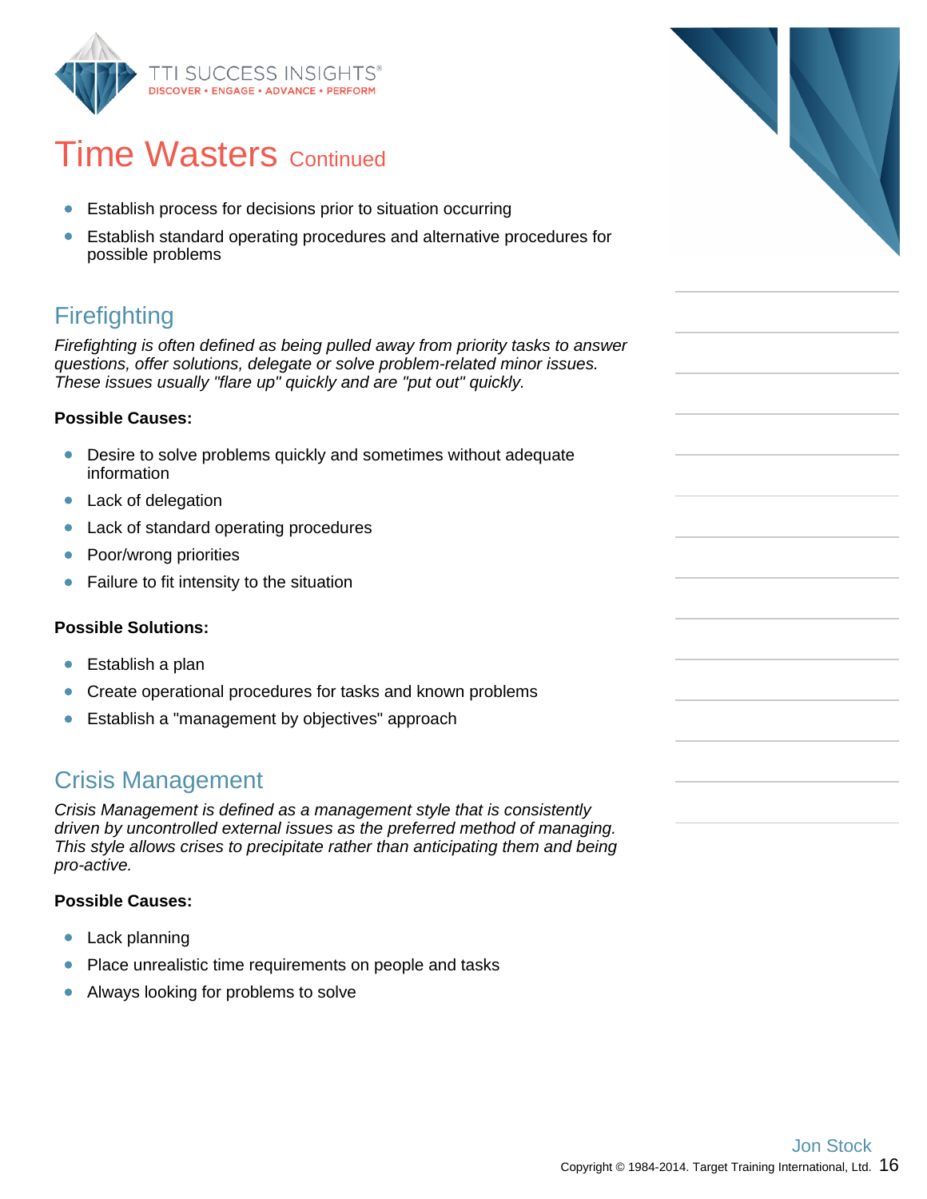# Time Wasters Continued

- Establish process for decisions prior to situation occurring
- Establish standard operating procedures and alternative procedures for possible problems

## Firefighting

*Firefighting is often defined as being pulled away from priority tasks to answer questions, offer solutions, delegate or solve problem-related minor issues. These issues usually "flare up" quickly and are "put out" quickly.*

**Possible Causes:**

- Desire to solve problems quickly and sometimes without adequate information
- Lack of delegation
- Lack of standard operating procedures
- Poor/wrong priorities
- Failure to fit intensity to the situation

**Possible Solutions:**

- Establish a plan
- Create operational procedures for tasks and known problems
- Establish a "management by objectives" approach

## Crisis Management

*Crisis Management is defined as a management style that is consistently driven by uncontrolled external issues as the preferred method of managing. This style allows crises to precipitate rather than anticipating them and being pro-active.*

**Possible Causes:**

- Lack planning
- Place unrealistic time requirements on people and tasks
- Always looking for problems to solve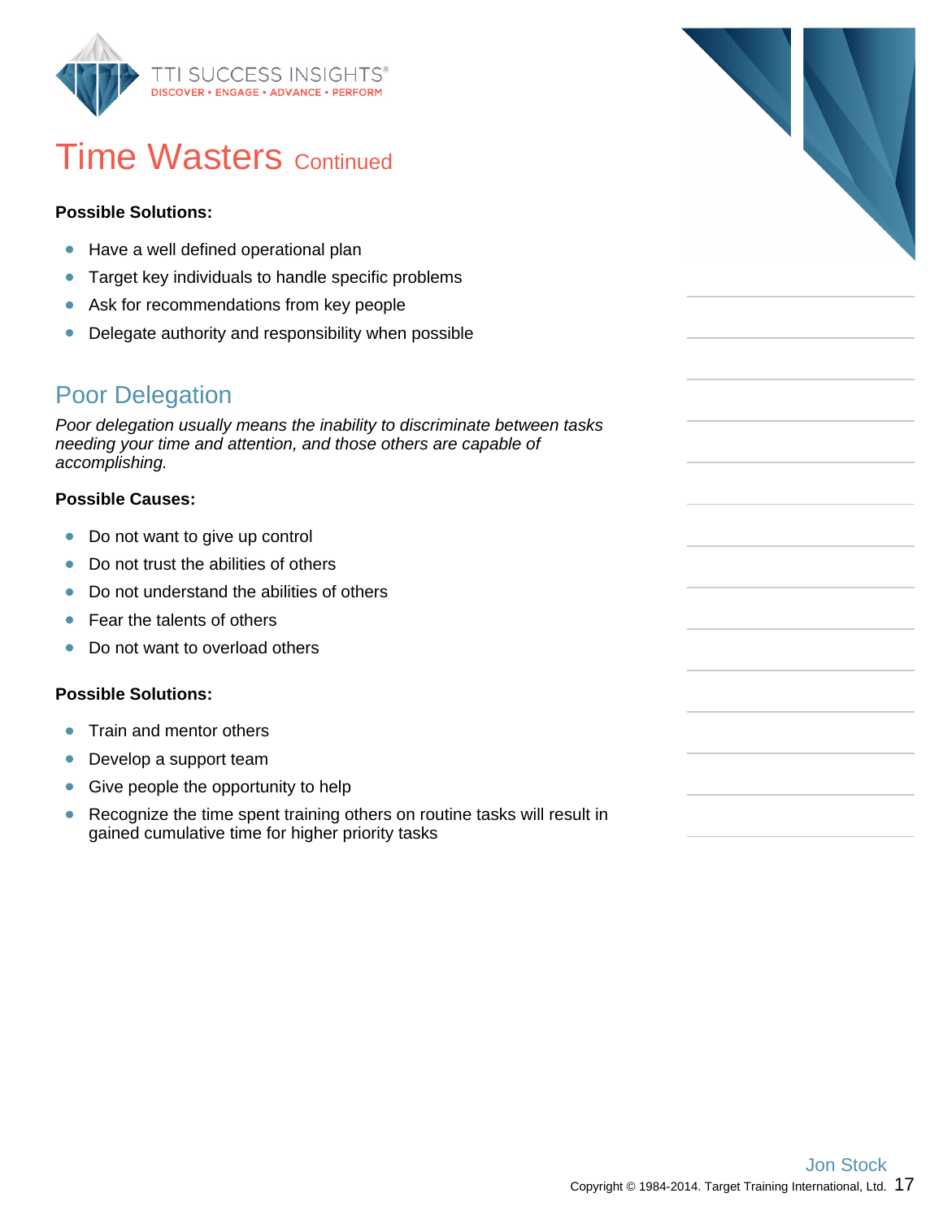# Time Wasters Continued

**Possible Solutions:**

- Have a well defined operational plan
- Target key individuals to handle specific problems
- Ask for recommendations from key people
- Delegate authority and responsibility when possible

## Poor Delegation

*Poor delegation usually means the inability to discriminate between tasks needing your time and attention, and those others are capable of accomplishing.*

**Possible Causes:**

- Do not want to give up control
- Do not trust the abilities of others
- Do not understand the abilities of others
- Fear the talents of others
- Do not want to overload others

**Possible Solutions:**

- Train and mentor others
- Develop a support team
- Give people the opportunity to help
- Recognize the time spent training others on routine tasks will result in gained cumulative time for higher priority tasks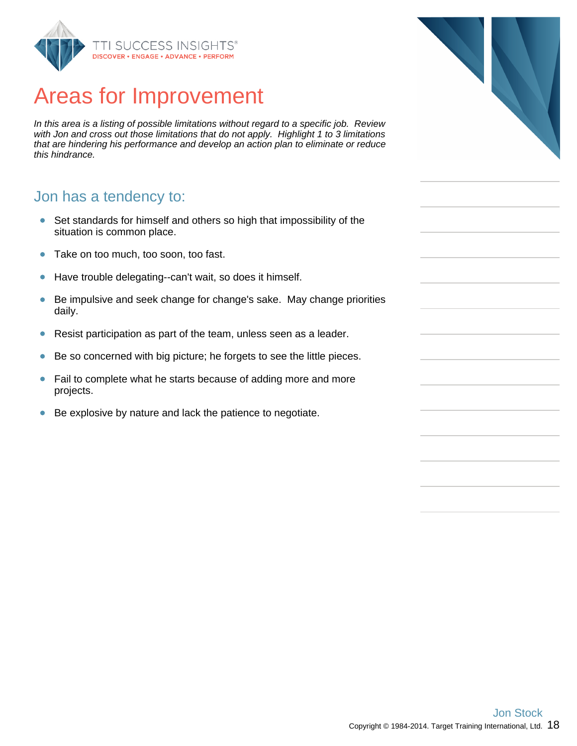# Areas for Improvement

*In this area is a listing of possible limitations without regard to a specific job. Review with Jon and cross out those limitations that do not apply. Highlight 1 to 3 limitations that are hindering his performance and develop an action plan to eliminate or reduce this hindrance.*

## Jon has a tendency to:

- Set standards for himself and others so high that impossibility of the situation is common place.
- Take on too much, too soon, too fast.
- Have trouble delegating--can't wait, so does it himself.
- Be impulsive and seek change for change's sake. May change priorities daily.
- Resist participation as part of the team, unless seen as a leader.
- Be so concerned with big picture; he forgets to see the little pieces.
- Fail to complete what he starts because of adding more and more projects.
- Be explosive by nature and lack the patience to negotiate.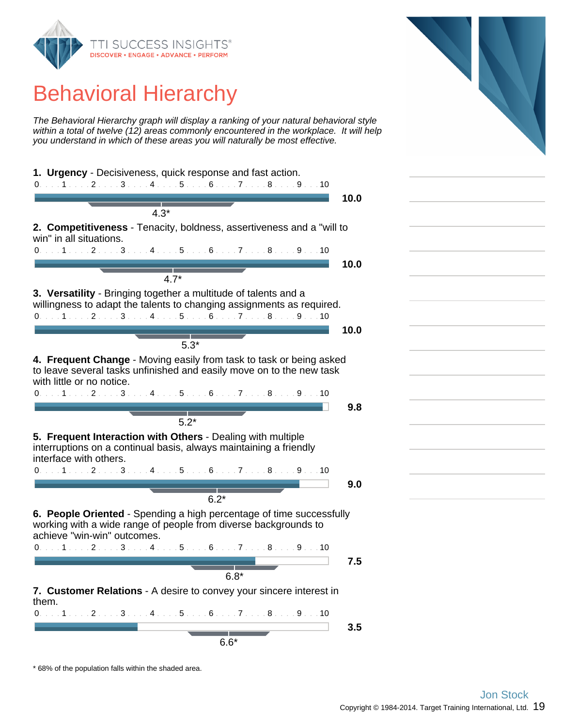# Behavioral Hierarchy

*The Behavioral Hierarchy graph will display a ranking of your natural behavioral style within a total of twelve (12) areas commonly encountered in the workplace. It will help you understand in which of these areas you will naturally be most effective.*

**1. Urgency** - Decisiveness, quick response and fast action.

0 . . . 1 . . . 2 . . . 3 . . . 4 . . . 5 . . . 6 . . . 7 . . . 8 . . . 9 . . . 10

**10.0**

4.3*

**2. Competitiveness** - Tenacity, boldness, assertiveness and a "will to win" in all situations.

0 . . . 1 . . . 2 . . . 3 . . . 4 . . . 5 . . . 6 . . . 7 . . . 8 . . . 9 . . . 10

**10.0**

4.7*

**3. Versatility** - Bringing together a multitude of talents and a willingness to adapt the talents to changing assignments as required.

0 . . . 1 . . . 2 . . . 3 . . . 4 . . . 5 . . . 6 . . . 7 . . . 8 . . . 9 . . . 10

**10.0**

5.3*

**4. Frequent Change** - Moving easily from task to task or being asked to leave several tasks unfinished and easily move on to the new task with little or no notice.

0 . . . 1 . . . 2 . . . 3 . . . 4 . . . 5 . . . 6 . . . 7 . . . 8 . . . 9 . . . 10

**9.8**

5.2*

**5. Frequent Interaction with Others** - Dealing with multiple interruptions on a continual basis, always maintaining a friendly interface with others.

0 . . . 1 . . . 2 . . . 3 . . . 4 . . . 5 . . . 6 . . . 7 . . . 8 . . . 9 . . . 10

**9.0**

6.2*

**6. People Oriented** - Spending a high percentage of time successfully working with a wide range of people from diverse backgrounds to achieve "win-win" outcomes.

0 . . . 1 . . . 2 . . . 3 . . . 4 . . . 5 . . . 6 . . . 7 . . . 8 . . . 9 . . . 10

**7.5**

6.8*

**7. Customer Relations** - A desire to convey your sincere interest in them.

0 . . . 1 . . . 2 . . . 3 . . . 4 . . . 5 . . . 6 . . . 7 . . . 8 . . . 9 . . . 10

**3.5**

6.6*

\* 68% of the population falls within the shaded area.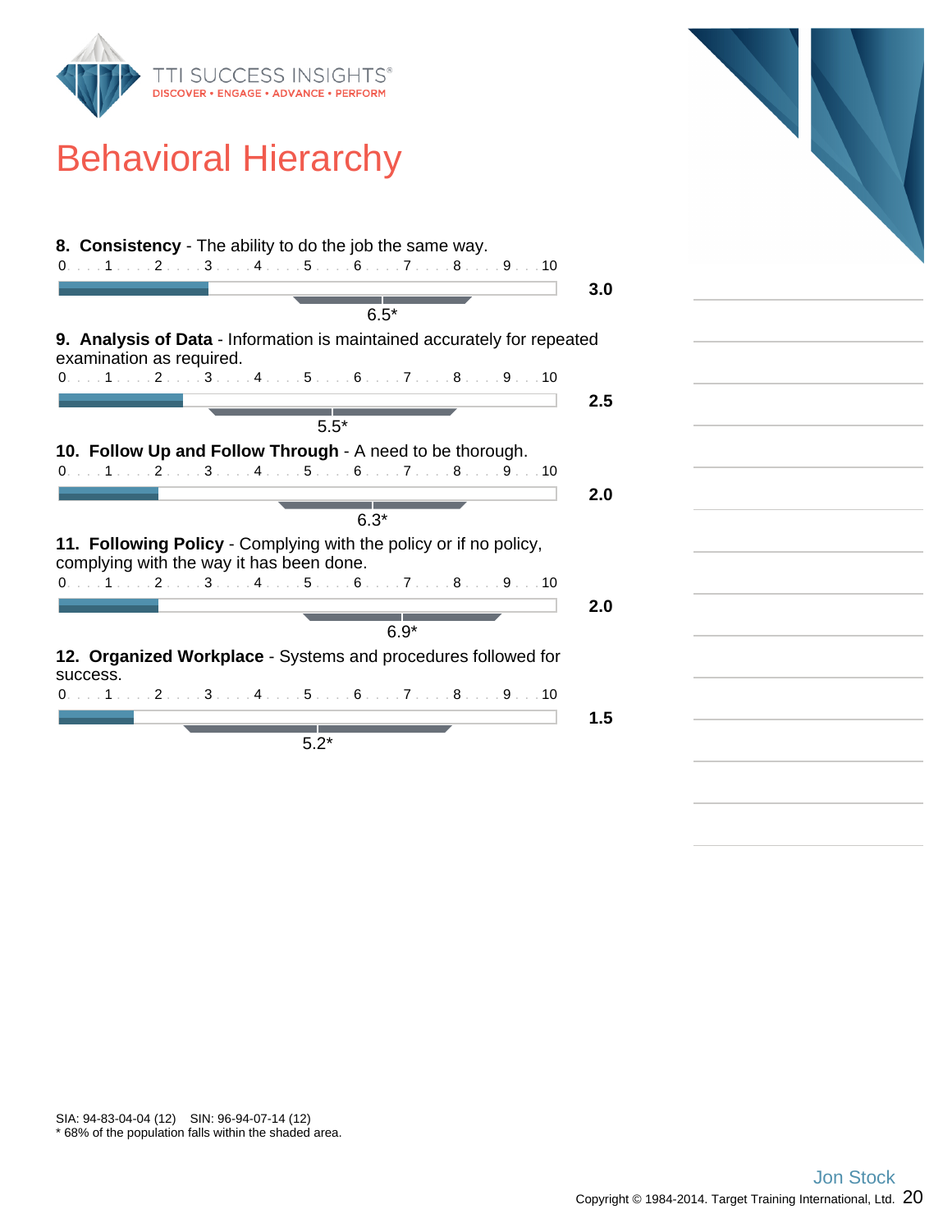# Behavioral Hierarchy

**8. Consistency** - The ability to do the job the same way.

0 . . . 1 . . . 2 . . . 3 . . . 4 . . . 5 . . . 6 . . . 7 . . . 8 . . . 9 . . . 10

**3.0**

6.5*

**9. Analysis of Data** - Information is maintained accurately for repeated examination as required.

0 . . . 1 . . . 2 . . . 3 . . . 4 . . . 5 . . . 6 . . . 7 . . . 8 . . . 9 . . . 10

**2.5**

5.5*

**10. Follow Up and Follow Through** - A need to be thorough.

0 . . . 1 . . . 2 . . . 3 . . . 4 . . . 5 . . . 6 . . . 7 . . . 8 . . . 9 . . . 10

**2.0**

6.3*

**11. Following Policy** - Complying with the policy or if no policy, complying with the way it has been done.

0 . . . 1 . . . 2 . . . 3 . . . 4 . . . 5 . . . 6 . . . 7 . . . 8 . . . 9 . . . 10

**2.0**

6.9*

**12. Organized Workplace** - Systems and procedures followed for success.

0 . . . 1 . . . 2 . . . 3 . . . 4 . . . 5 . . . 6 . . . 7 . . . 8 . . . 9 . . . 10

**1.5**

5.2*

SIA: 94-83-04-04 (12) SIN: 96-94-07-14 (12)
* 68% of the population falls within the shaded area.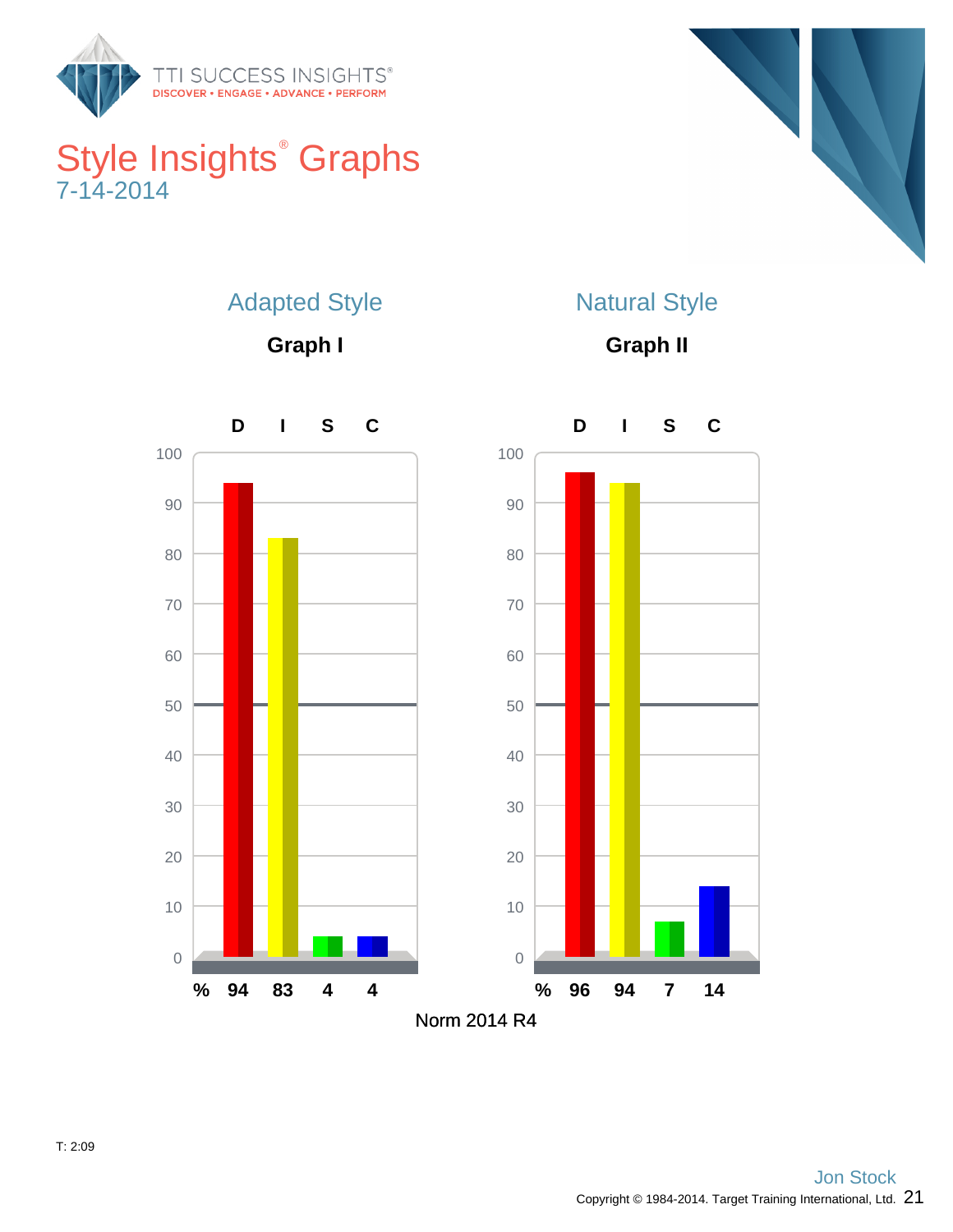# Style Insights® Graphs

7-14-2014

## Adapted Style

### Graph I

| | D | I | S | C |
|---|---|---|---|---|
| % | 94 | 83 | 4 | 4 |

## Natural Style

### Graph II

| | D | I | S | C |
|---|---|---|---|---|
| % | 96 | 94 | 7 | 14 |

Norm 2014 R4

T: 2:09

Jon Stock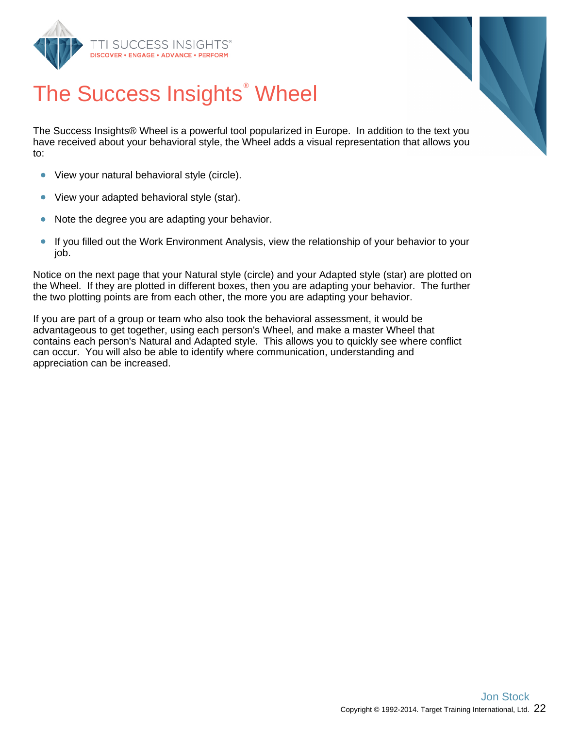# The Success Insights® Wheel

The Success Insights® Wheel is a powerful tool popularized in Europe. In addition to the text you have received about your behavioral style, the Wheel adds a visual representation that allows you to:

- View your natural behavioral style (circle).
- View your adapted behavioral style (star).
- Note the degree you are adapting your behavior.
- If you filled out the Work Environment Analysis, view the relationship of your behavior to your job.

Notice on the next page that your Natural style (circle) and your Adapted style (star) are plotted on the Wheel. If they are plotted in different boxes, then you are adapting your behavior. The further the two plotting points are from each other, the more you are adapting your behavior.

If you are part of a group or team who also took the behavioral assessment, it would be advantageous to get together, using each person's Wheel, and make a master Wheel that contains each person's Natural and Adapted style. This allows you to quickly see where conflict can occur. You will also be able to identify where communication, understanding and appreciation can be increased.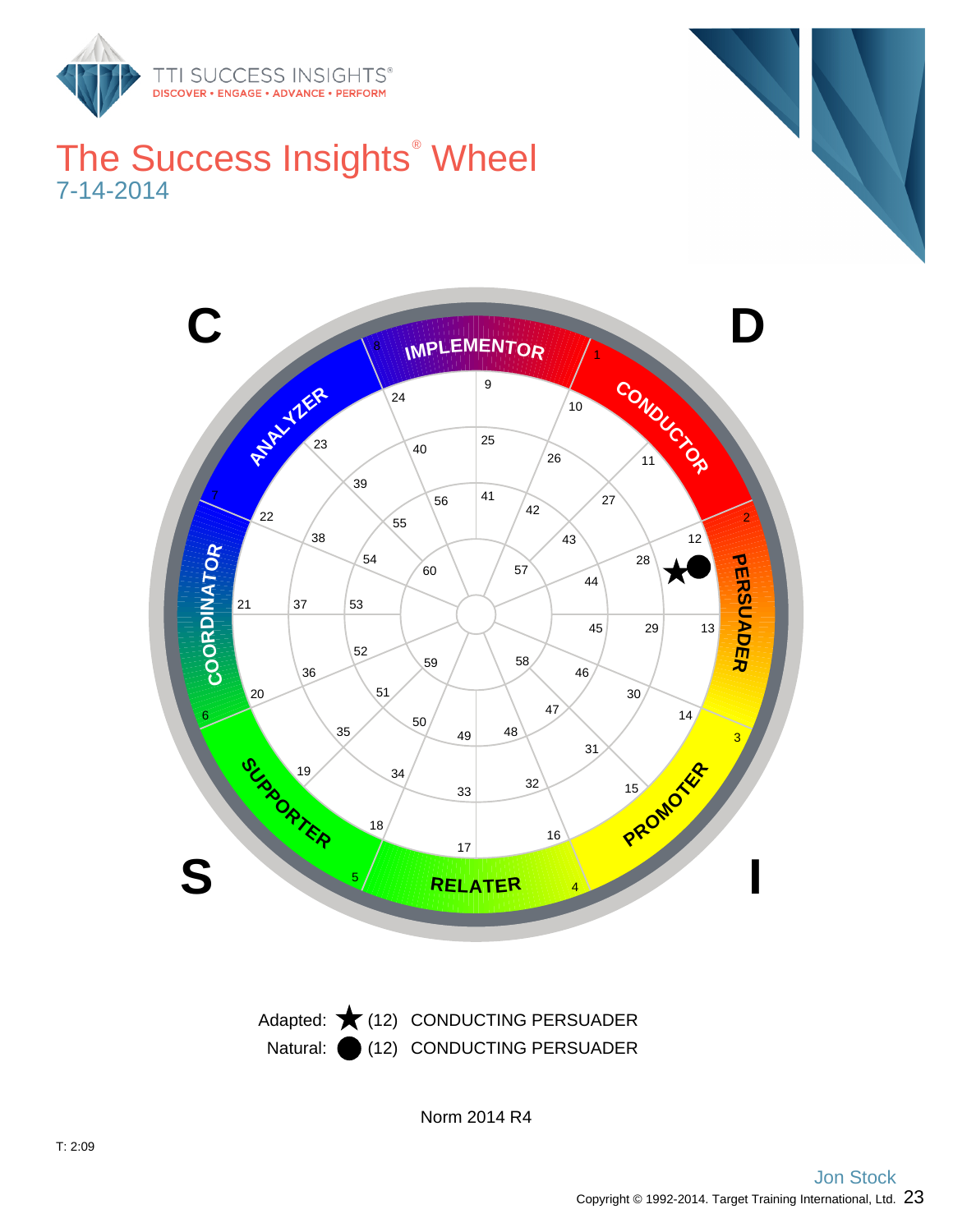# The Success Insights® Wheel

7-14-2014

Adapted: ★ (12) CONDUCTING PERSUADER

Natural: ● (12) CONDUCTING PERSUADER

Norm 2014 R4

T: 2:09

Jon Stock

Copyright © 1992-2014. Target Training International, Ltd.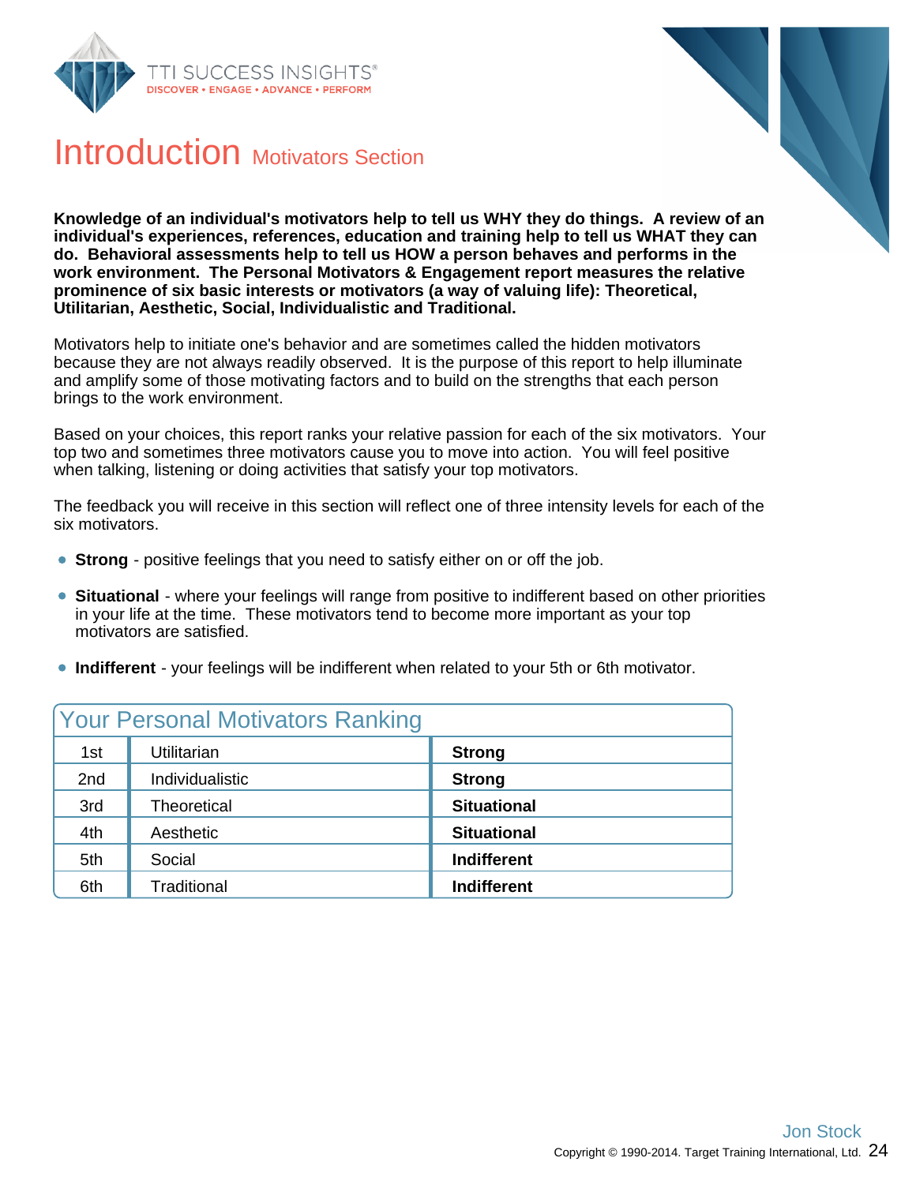# Introduction Motivators Section

**Knowledge of an individual's motivators help to tell us WHY they do things. A review of an individual's experiences, references, education and training help to tell us WHAT they can do. Behavioral assessments help to tell us HOW a person behaves and performs in the work environment. The Personal Motivators & Engagement report measures the relative prominence of six basic interests or motivators (a way of valuing life): Theoretical, Utilitarian, Aesthetic, Social, Individualistic and Traditional.**

Motivators help to initiate one's behavior and are sometimes called the hidden motivators because they are not always readily observed. It is the purpose of this report to help illuminate and amplify some of those motivating factors and to build on the strengths that each person brings to the work environment.

Based on your choices, this report ranks your relative passion for each of the six motivators. Your top two and sometimes three motivators cause you to move into action. You will feel positive when talking, listening or doing activities that satisfy your top motivators.

The feedback you will receive in this section will reflect one of three intensity levels for each of the six motivators.

- **Strong** - positive feelings that you need to satisfy either on or off the job.
- **Situational** - where your feelings will range from positive to indifferent based on other priorities in your life at the time. These motivators tend to become more important as your top motivators are satisfied.
- **Indifferent** - your feelings will be indifferent when related to your 5th or 6th motivator.

## Your Personal Motivators Ranking

| Rank | Motivator | Level |
|---|---|---|
| 1st | Utilitarian | **Strong** |
| 2nd | Individualistic | **Strong** |
| 3rd | Theoretical | **Situational** |
| 4th | Aesthetic | **Situational** |
| 5th | Social | **Indifferent** |
| 6th | Traditional | **Indifferent** |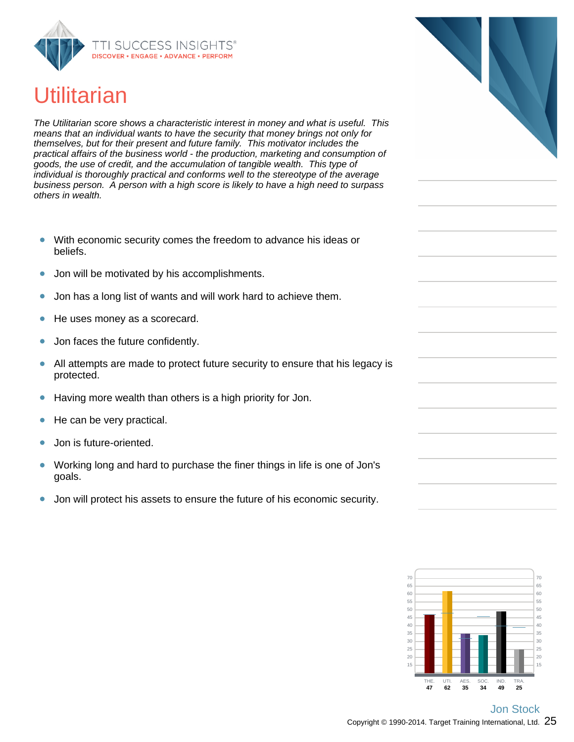# Utilitarian

*The Utilitarian score shows a characteristic interest in money and what is useful. This means that an individual wants to have the security that money brings not only for themselves, but for their present and future family. This motivator includes the practical affairs of the business world - the production, marketing and consumption of goods, the use of credit, and the accumulation of tangible wealth. This type of individual is thoroughly practical and conforms well to the stereotype of the average business person. A person with a high score is likely to have a high need to surpass others in wealth.*

- With economic security comes the freedom to advance his ideas or beliefs.
- Jon will be motivated by his accomplishments.
- Jon has a long list of wants and will work hard to achieve them.
- He uses money as a scorecard.
- Jon faces the future confidently.
- All attempts are made to protect future security to ensure that his legacy is protected.
- Having more wealth than others is a high priority for Jon.
- He can be very practical.
- Jon is future-oriented.
- Working long and hard to purchase the finer things in life is one of Jon's goals.
- Jon will protect his assets to ensure the future of his economic security.

| THE. | UTI. | AES. | SOC. | IND. | TRA. |
|---|---|---|---|---|---|
| 47 | 62 | 35 | 34 | 49 | 25 |

Jon Stock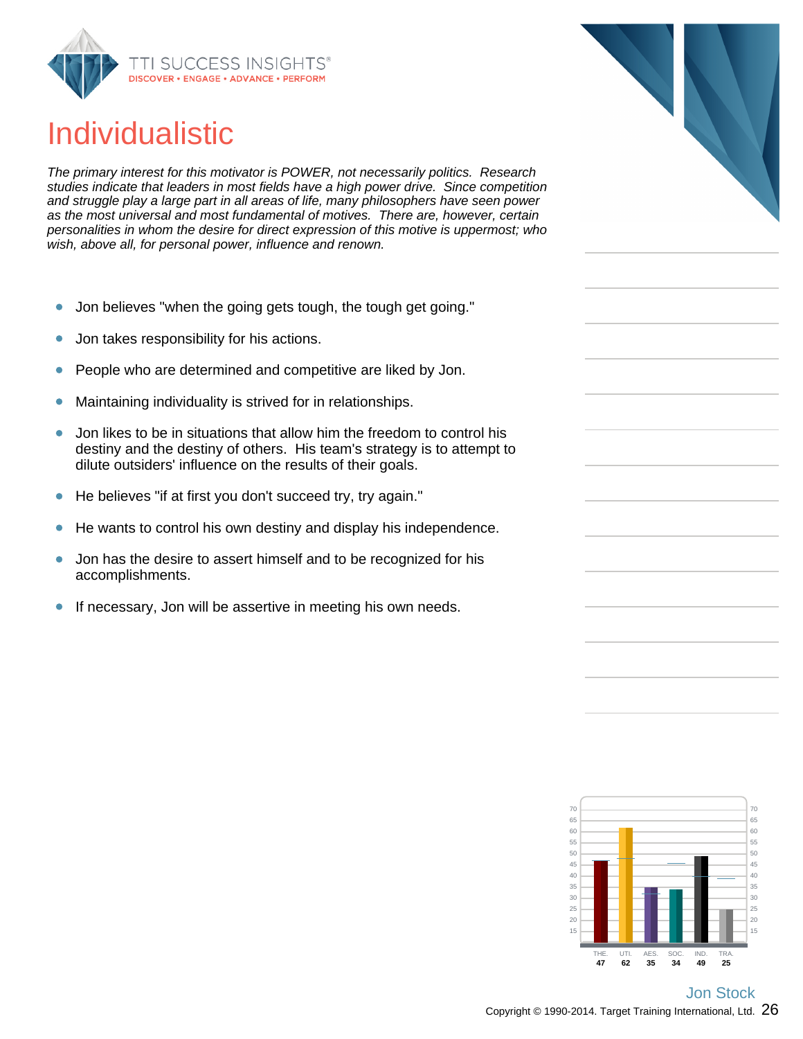# Individualistic

*The primary interest for this motivator is POWER, not necessarily politics. Research studies indicate that leaders in most fields have a high power drive. Since competition and struggle play a large part in all areas of life, many philosophers have seen power as the most universal and most fundamental of motives. There are, however, certain personalities in whom the desire for direct expression of this motive is uppermost; who wish, above all, for personal power, influence and renown.*

- Jon believes "when the going gets tough, the tough get going."
- Jon takes responsibility for his actions.
- People who are determined and competitive are liked by Jon.
- Maintaining individuality is strived for in relationships.
- Jon likes to be in situations that allow him the freedom to control his destiny and the destiny of others. His team's strategy is to attempt to dilute outsiders' influence on the results of their goals.
- He believes "if at first you don't succeed try, try again."
- He wants to control his own destiny and display his independence.
- Jon has the desire to assert himself and to be recognized for his accomplishments.
- If necessary, Jon will be assertive in meeting his own needs.

| THE. | UTI. | AES. | SOC. | IND. | TRA. |
|---|---|---|---|---|---|
| 47 | 62 | 35 | 34 | 49 | 25 |

Jon Stock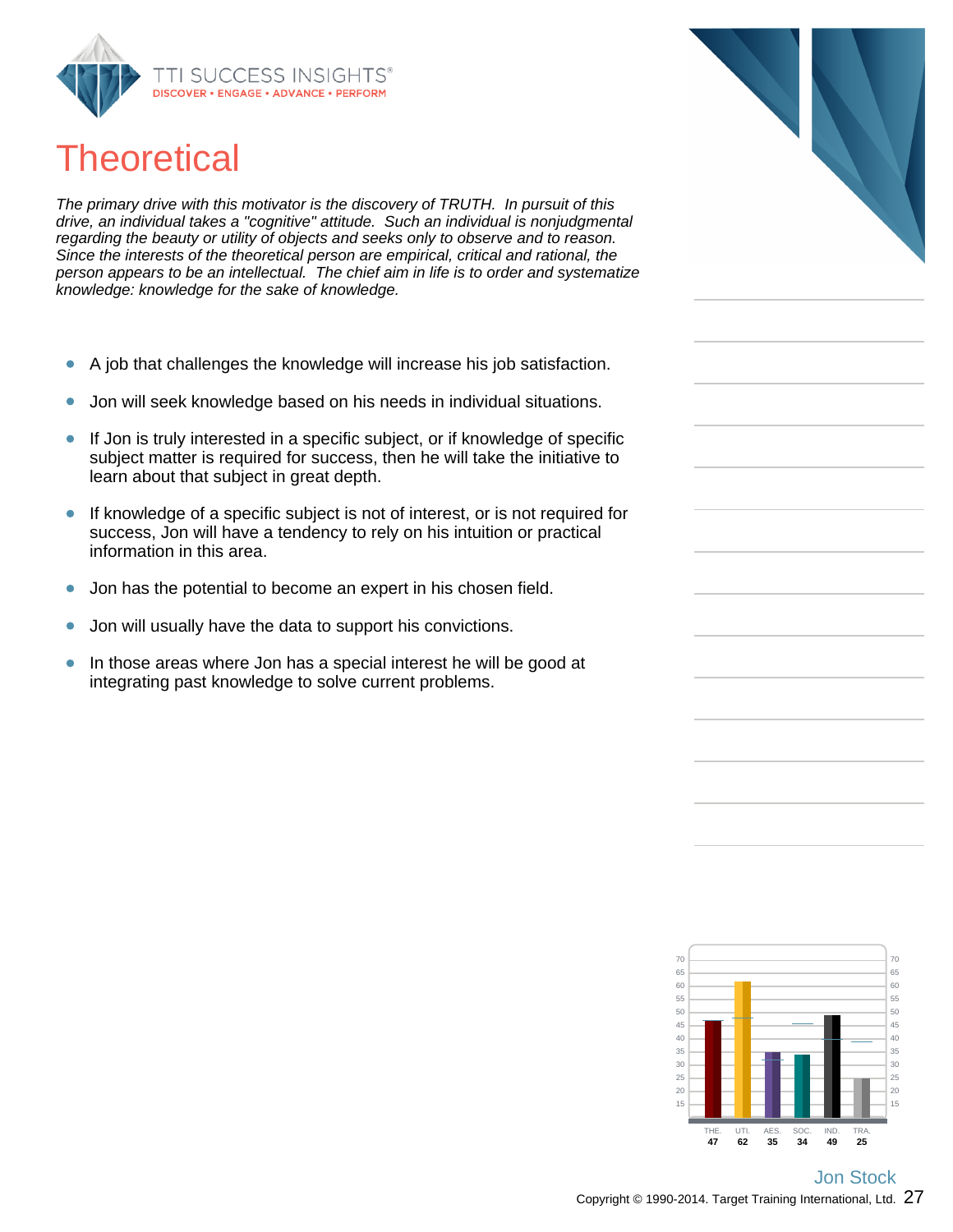# Theoretical

*The primary drive with this motivator is the discovery of TRUTH. In pursuit of this drive, an individual takes a "cognitive" attitude. Such an individual is nonjudgmental regarding the beauty or utility of objects and seeks only to observe and to reason. Since the interests of the theoretical person are empirical, critical and rational, the person appears to be an intellectual. The chief aim in life is to order and systematize knowledge: knowledge for the sake of knowledge.*

- A job that challenges the knowledge will increase his job satisfaction.
- Jon will seek knowledge based on his needs in individual situations.
- If Jon is truly interested in a specific subject, or if knowledge of specific subject matter is required for success, then he will take the initiative to learn about that subject in great depth.
- If knowledge of a specific subject is not of interest, or is not required for success, Jon will have a tendency to rely on his intuition or practical information in this area.
- Jon has the potential to become an expert in his chosen field.
- Jon will usually have the data to support his convictions.
- In those areas where Jon has a special interest he will be good at integrating past knowledge to solve current problems.

| THE. | UTI. | AES. | SOC. | IND. | TRA. |
|---|---|---|---|---|---|
| 47 | 62 | 35 | 34 | 49 | 25 |

Jon Stock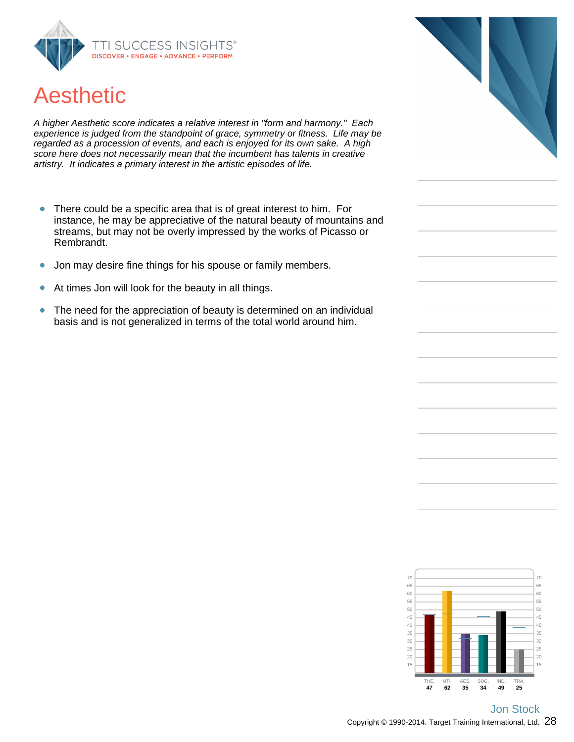# Aesthetic

*A higher Aesthetic score indicates a relative interest in "form and harmony." Each experience is judged from the standpoint of grace, symmetry or fitness. Life may be regarded as a procession of events, and each is enjoyed for its own sake. A high score here does not necessarily mean that the incumbent has talents in creative artistry. It indicates a primary interest in the artistic episodes of life.*

- There could be a specific area that is of great interest to him. For instance, he may be appreciative of the natural beauty of mountains and streams, but may not be overly impressed by the works of Picasso or Rembrandt.
- Jon may desire fine things for his spouse or family members.
- At times Jon will look for the beauty in all things.
- The need for the appreciation of beauty is determined on an individual basis and is not generalized in terms of the total world around him.

| THE. | UTI. | AES. | SOC. | IND. | TRA. |
|---|---|---|---|---|---|
| 47 | 62 | 35 | 34 | 49 | 25 |

Jon Stock

Copyright © 1990-2014. Target Training International, Ltd.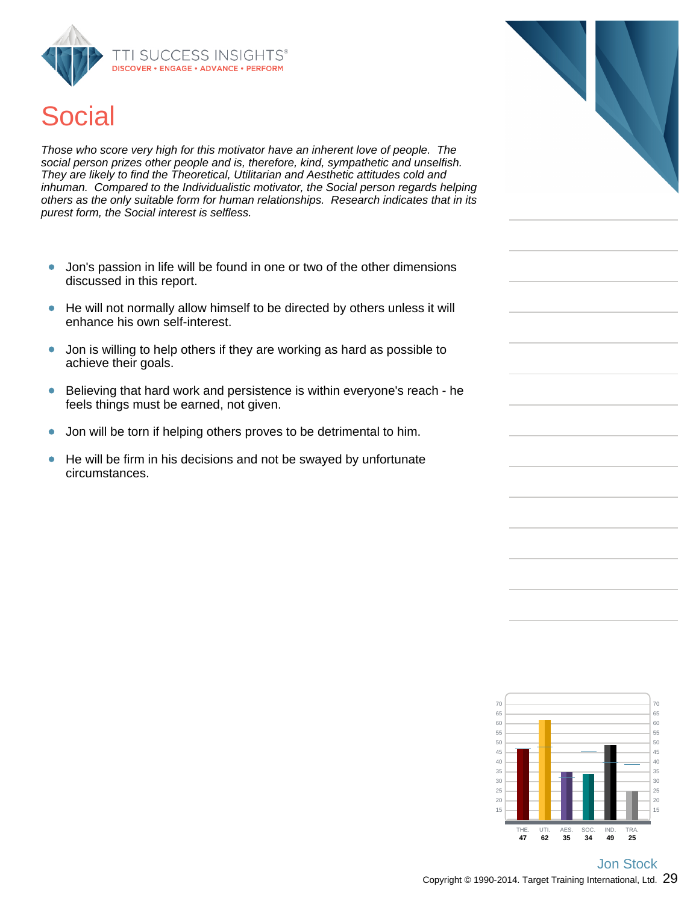# Social

*Those who score very high for this motivator have an inherent love of people. The social person prizes other people and is, therefore, kind, sympathetic and unselfish. They are likely to find the Theoretical, Utilitarian and Aesthetic attitudes cold and inhuman. Compared to the Individualistic motivator, the Social person regards helping others as the only suitable form for human relationships. Research indicates that in its purest form, the Social interest is selfless.*

- Jon's passion in life will be found in one or two of the other dimensions discussed in this report.
- He will not normally allow himself to be directed by others unless it will enhance his own self-interest.
- Jon is willing to help others if they are working as hard as possible to achieve their goals.
- Believing that hard work and persistence is within everyone's reach - he feels things must be earned, not given.
- Jon will be torn if helping others proves to be detrimental to him.
- He will be firm in his decisions and not be swayed by unfortunate circumstances.

| THE. | UTI. | AES. | SOC. | IND. | TRA. |
|---|---|---|---|---|---|
| 47 | 62 | 35 | 34 | 49 | 25 |

Jon Stock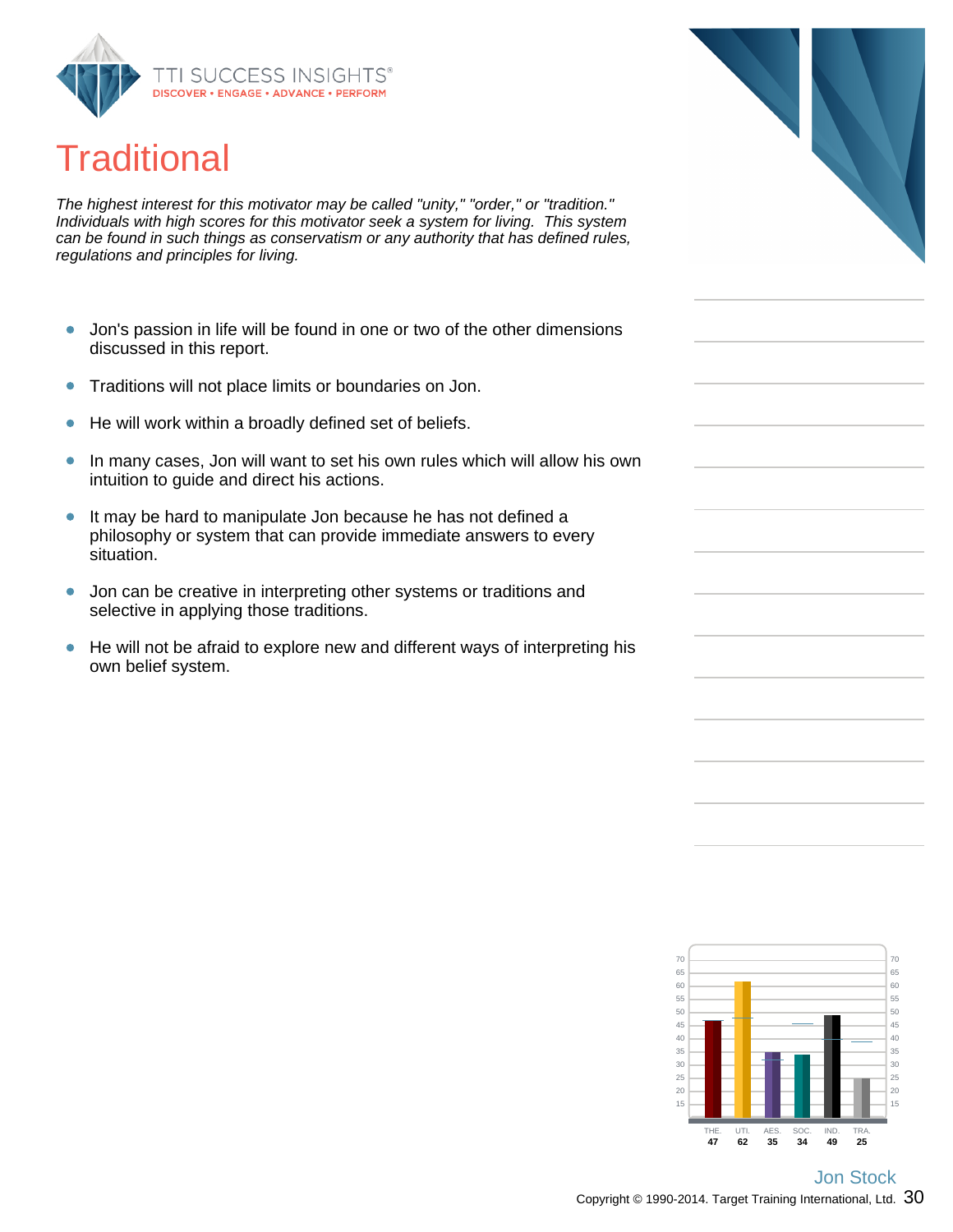# Traditional

*The highest interest for this motivator may be called "unity," "order," or "tradition." Individuals with high scores for this motivator seek a system for living. This system can be found in such things as conservatism or any authority that has defined rules, regulations and principles for living.*

- Jon's passion in life will be found in one or two of the other dimensions discussed in this report.
- Traditions will not place limits or boundaries on Jon.
- He will work within a broadly defined set of beliefs.
- In many cases, Jon will want to set his own rules which will allow his own intuition to guide and direct his actions.
- It may be hard to manipulate Jon because he has not defined a philosophy or system that can provide immediate answers to every situation.
- Jon can be creative in interpreting other systems or traditions and selective in applying those traditions.
- He will not be afraid to explore new and different ways of interpreting his own belief system.

| THE. | UTI. | AES. | SOC. | IND. | TRA. |
|---|---|---|---|---|---|
| 47 | 62 | 35 | 34 | 49 | 25 |

Jon Stock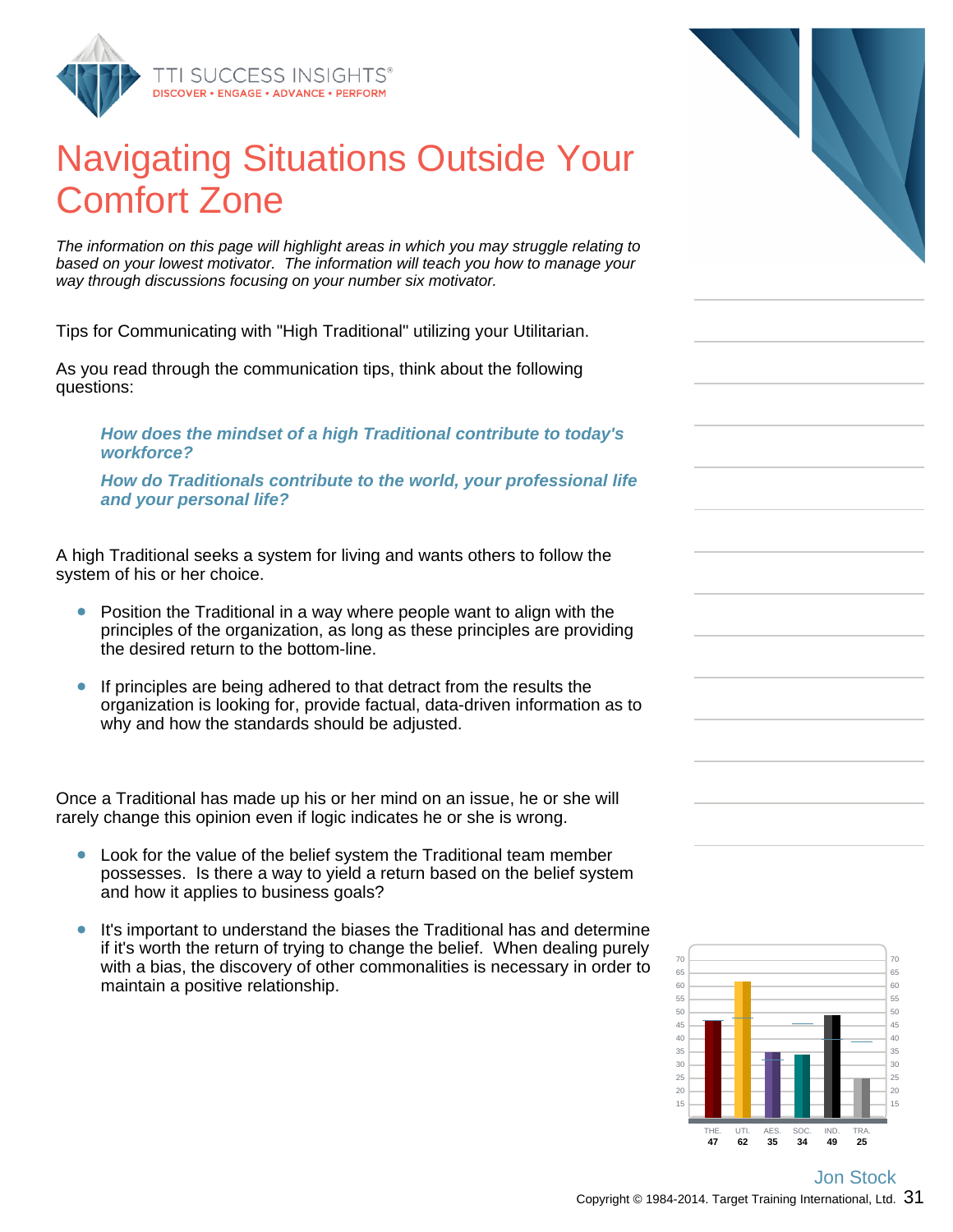# Navigating Situations Outside Your Comfort Zone

*The information on this page will highlight areas in which you may struggle relating to based on your lowest motivator. The information will teach you how to manage your way through discussions focusing on your number six motivator.*

Tips for Communicating with "High Traditional" utilizing your Utilitarian.

As you read through the communication tips, think about the following questions:

***How does the mindset of a high Traditional contribute to today's workforce?***

***How do Traditionals contribute to the world, your professional life and your personal life?***

A high Traditional seeks a system for living and wants others to follow the system of his or her choice.

- Position the Traditional in a way where people want to align with the principles of the organization, as long as these principles are providing the desired return to the bottom-line.
- If principles are being adhered to that detract from the results the organization is looking for, provide factual, data-driven information as to why and how the standards should be adjusted.

Once a Traditional has made up his or her mind on an issue, he or she will rarely change this opinion even if logic indicates he or she is wrong.

- Look for the value of the belief system the Traditional team member possesses. Is there a way to yield a return based on the belief system and how it applies to business goals?
- It's important to understand the biases the Traditional has and determine if it's worth the return of trying to change the belief. When dealing purely with a bias, the discovery of other commonalities is necessary in order to maintain a positive relationship.

| THE. | UTI. | AES. | SOC. | IND. | TRA. |
|---|---|---|---|---|---|
| 47 | 62 | 35 | 34 | 49 | 25 |

Jon Stock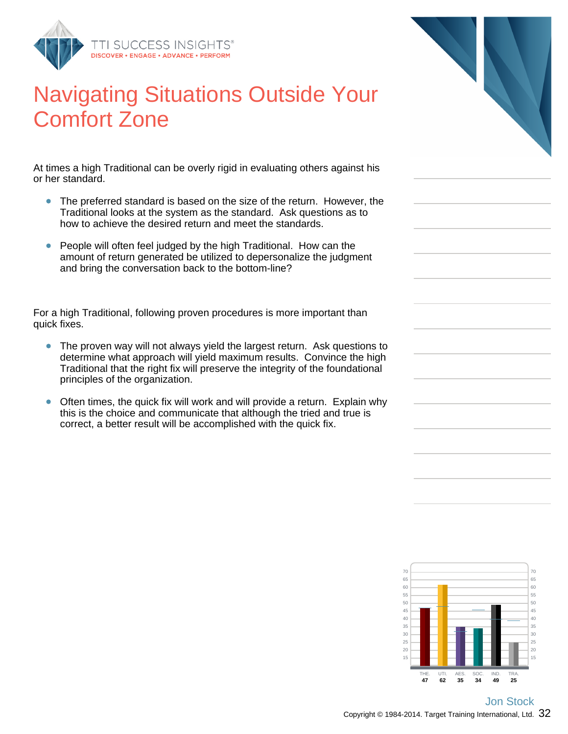# Navigating Situations Outside Your Comfort Zone

At times a high Traditional can be overly rigid in evaluating others against his or her standard.

- The preferred standard is based on the size of the return. However, the Traditional looks at the system as the standard. Ask questions as to how to achieve the desired return and meet the standards.
- People will often feel judged by the high Traditional. How can the amount of return generated be utilized to depersonalize the judgment and bring the conversation back to the bottom-line?

For a high Traditional, following proven procedures is more important than quick fixes.

- The proven way will not always yield the largest return. Ask questions to determine what approach will yield maximum results. Convince the high Traditional that the right fix will preserve the integrity of the foundational principles of the organization.
- Often times, the quick fix will work and will provide a return. Explain why this is the choice and communicate that although the tried and true is correct, a better result will be accomplished with the quick fix.

| THE. | UTI. | AES. | SOC. | IND. | TRA. |
|---|---|---|---|---|---|
| 47 | 62 | 35 | 34 | 49 | 25 |

Jon Stock

Copyright © 1984-2014. Target Training International, Ltd.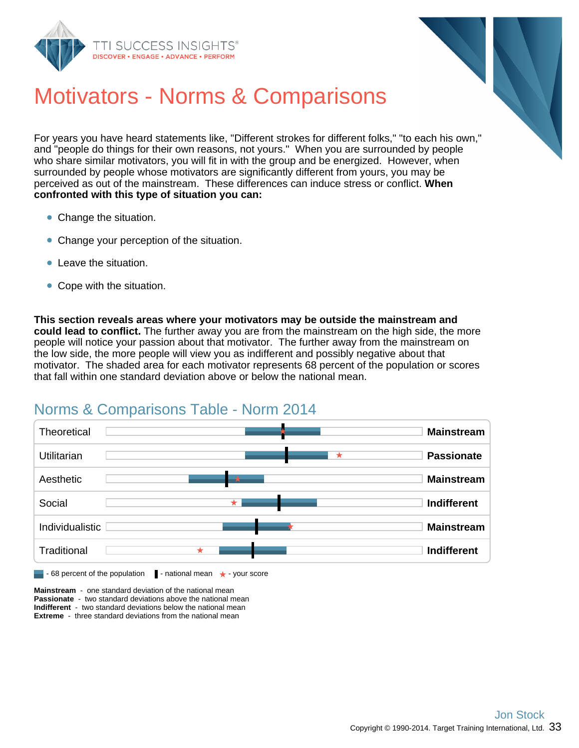# Motivators - Norms & Comparisons

For years you have heard statements like, "Different strokes for different folks," "to each his own," and "people do things for their own reasons, not yours." When you are surrounded by people who share similar motivators, you will fit in with the group and be energized. However, when surrounded by people whose motivators are significantly different from yours, you may be perceived as out of the mainstream. These differences can induce stress or conflict. **When confronted with this type of situation you can:**

- Change the situation.
- Change your perception of the situation.
- Leave the situation.
- Cope with the situation.

**This section reveals areas where your motivators may be outside the mainstream and could lead to conflict.** The further away you are from the mainstream on the high side, the more people will notice your passion about that motivator. The further away from the mainstream on the low side, the more people will view you as indifferent and possibly negative about that motivator. The shaded area for each motivator represents 68 percent of the population or scores that fall within one standard deviation above or below the national mean.

## Norms & Comparisons Table - Norm 2014

| Motivator | Result |
|---|---|
| Theoretical | Mainstream |
| Utilitarian | Passionate |
| Aesthetic | Mainstream |
| Social | Indifferent |
| Individualistic | Mainstream |
| Traditional | Indifferent |

- 68 percent of the population - national mean - your score

**Mainstream** - one standard deviation of the national mean
**Passionate** - two standard deviations above the national mean
**Indifferent** - two standard deviations below the national mean
**Extreme** - three standard deviations from the national mean

Jon Stock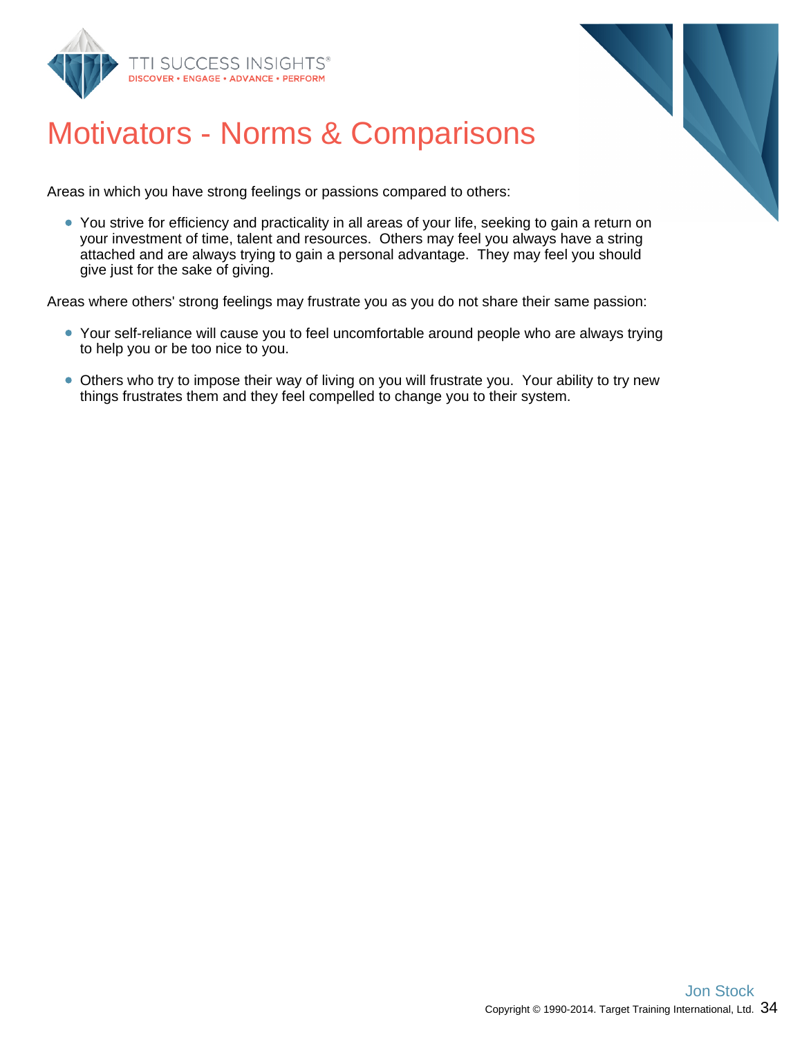# Motivators - Norms & Comparisons

Areas in which you have strong feelings or passions compared to others:

- You strive for efficiency and practicality in all areas of your life, seeking to gain a return on your investment of time, talent and resources. Others may feel you always have a string attached and are always trying to gain a personal advantage. They may feel you should give just for the sake of giving.

Areas where others' strong feelings may frustrate you as you do not share their same passion:

- Your self-reliance will cause you to feel uncomfortable around people who are always trying to help you or be too nice to you.
- Others who try to impose their way of living on you will frustrate you. Your ability to try new things frustrates them and they feel compelled to change you to their system.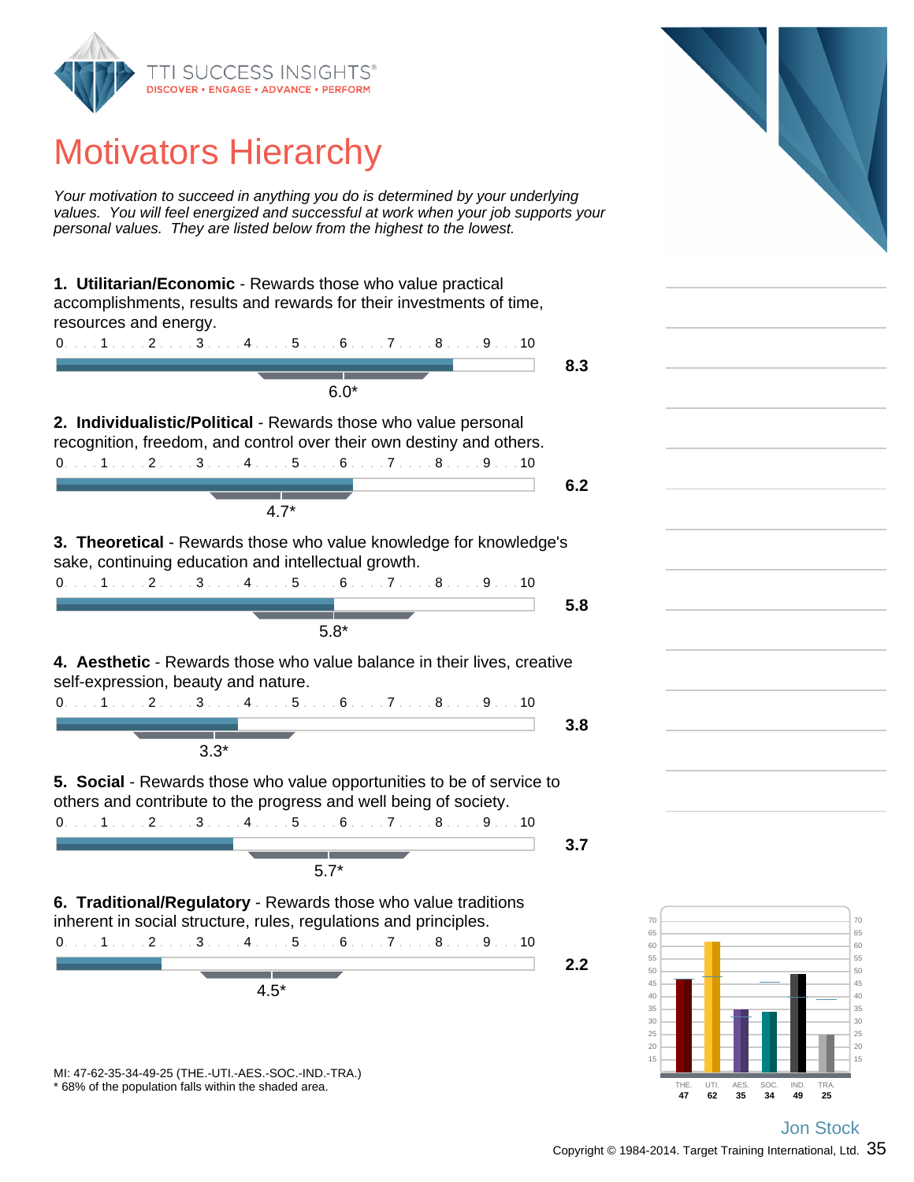# Motivators Hierarchy

*Your motivation to succeed in anything you do is determined by your underlying values. You will feel energized and successful at work when your job supports your personal values. They are listed below from the highest to the lowest.*

**1. Utilitarian/Economic** - Rewards those who value practical accomplishments, results and rewards for their investments of time, resources and energy.

0 . . . 1 . . . 2 . . . 3 . . . 4 . . . 5 . . . 6 . . . 7 . . . 8 . . . 9 . . . 10

**8.3**

6.0*

**2. Individualistic/Political** - Rewards those who value personal recognition, freedom, and control over their own destiny and others.

0 . . . 1 . . . 2 . . . 3 . . . 4 . . . 5 . . . 6 . . . 7 . . . 8 . . . 9 . . . 10

**6.2**

4.7*

**3. Theoretical** - Rewards those who value knowledge for knowledge's sake, continuing education and intellectual growth.

0 . . . 1 . . . 2 . . . 3 . . . 4 . . . 5 . . . 6 . . . 7 . . . 8 . . . 9 . . . 10

**5.8**

5.8*

**4. Aesthetic** - Rewards those who value balance in their lives, creative self-expression, beauty and nature.

0 . . . 1 . . . 2 . . . 3 . . . 4 . . . 5 . . . 6 . . . 7 . . . 8 . . . 9 . . . 10

**3.8**

3.3*

**5. Social** - Rewards those who value opportunities to be of service to others and contribute to the progress and well being of society.

0 . . . 1 . . . 2 . . . 3 . . . 4 . . . 5 . . . 6 . . . 7 . . . 8 . . . 9 . . . 10

**3.7**

5.7*

**6. Traditional/Regulatory** - Rewards those who value traditions inherent in social structure, rules, regulations and principles.

0 . . . 1 . . . 2 . . . 3 . . . 4 . . . 5 . . . 6 . . . 7 . . . 8 . . . 9 . . . 10

**2.2**

4.5*

| THE. | UTI. | AES. | SOC. | IND. | TRA. |
|---|---|---|---|---|---|
| 47 | 62 | 35 | 34 | 49 | 25 |

MI: 47-62-35-34-49-25 (THE.-UTI.-AES.-SOC.-IND.-TRA.)
* 68% of the population falls within the shaded area.

Jon Stock

Copyright © 1984-2014. Target Training International, Ltd.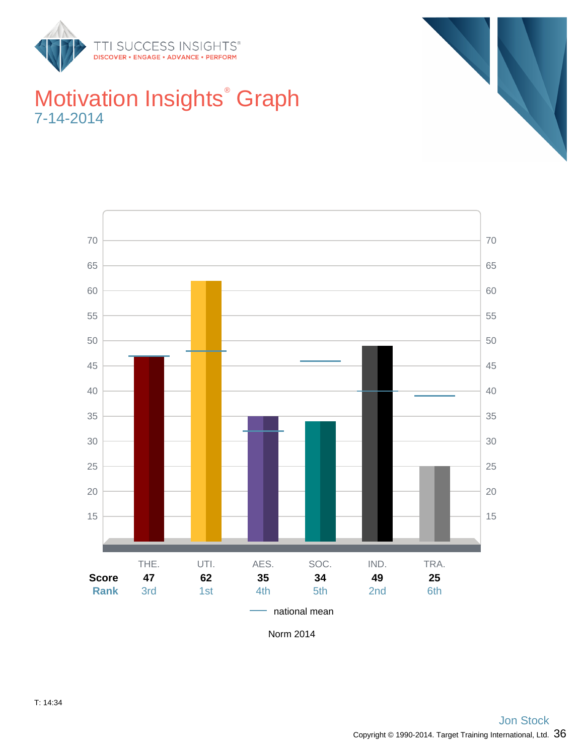# Motivation Insights® Graph

7-14-2014

| | THE. | UTI. | AES. | SOC. | IND. | TRA. |
|---|---|---|---|---|---|---|
| **Score** | **47** | **62** | **35** | **34** | **49** | **25** |
| **Rank** | 3rd | 1st | 4th | 5th | 2nd | 6th |

national mean

Norm 2014

T: 14:34

Jon Stock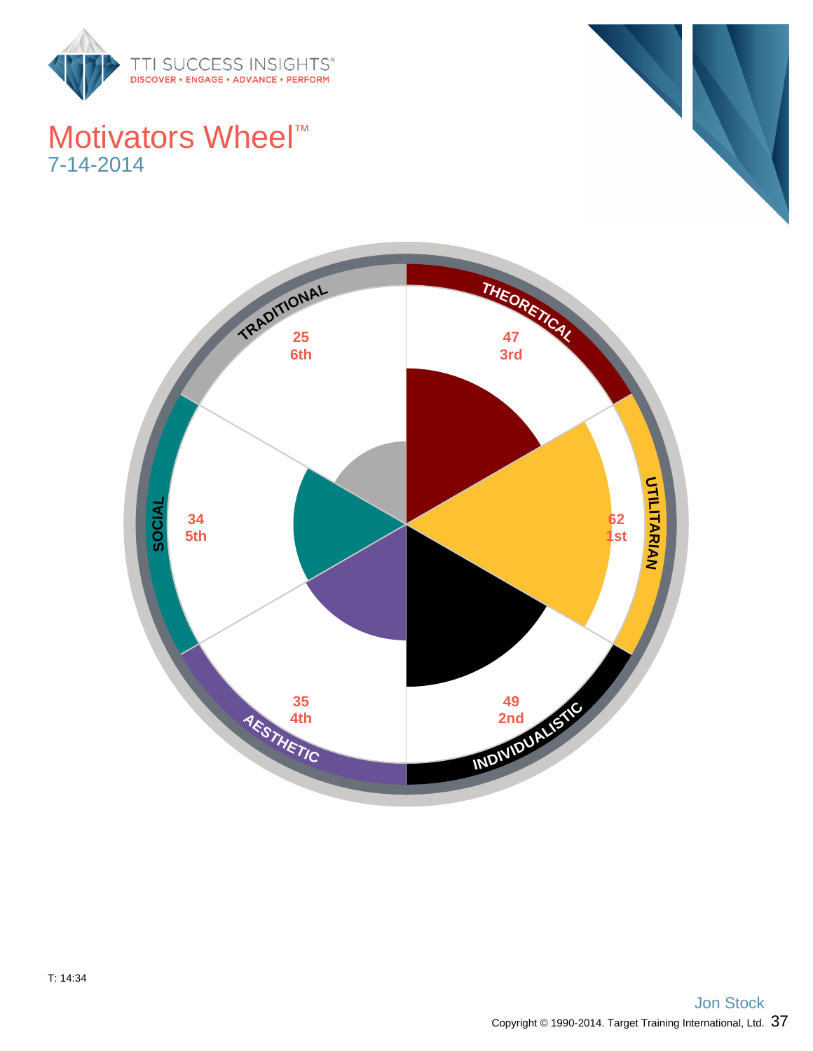# Motivators Wheel™

7-14-2014

| Motivator | Score | Rank |
| --- | --- | --- |
| THEORETICAL | 47 | 3rd |
| UTILITARIAN | 62 | 1st |
| INDIVIDUALISTIC | 49 | 2nd |
| AESTHETIC | 35 | 4th |
| SOCIAL | 34 | 5th |
| TRADITIONAL | 25 | 6th |

T: 14:34

Jon Stock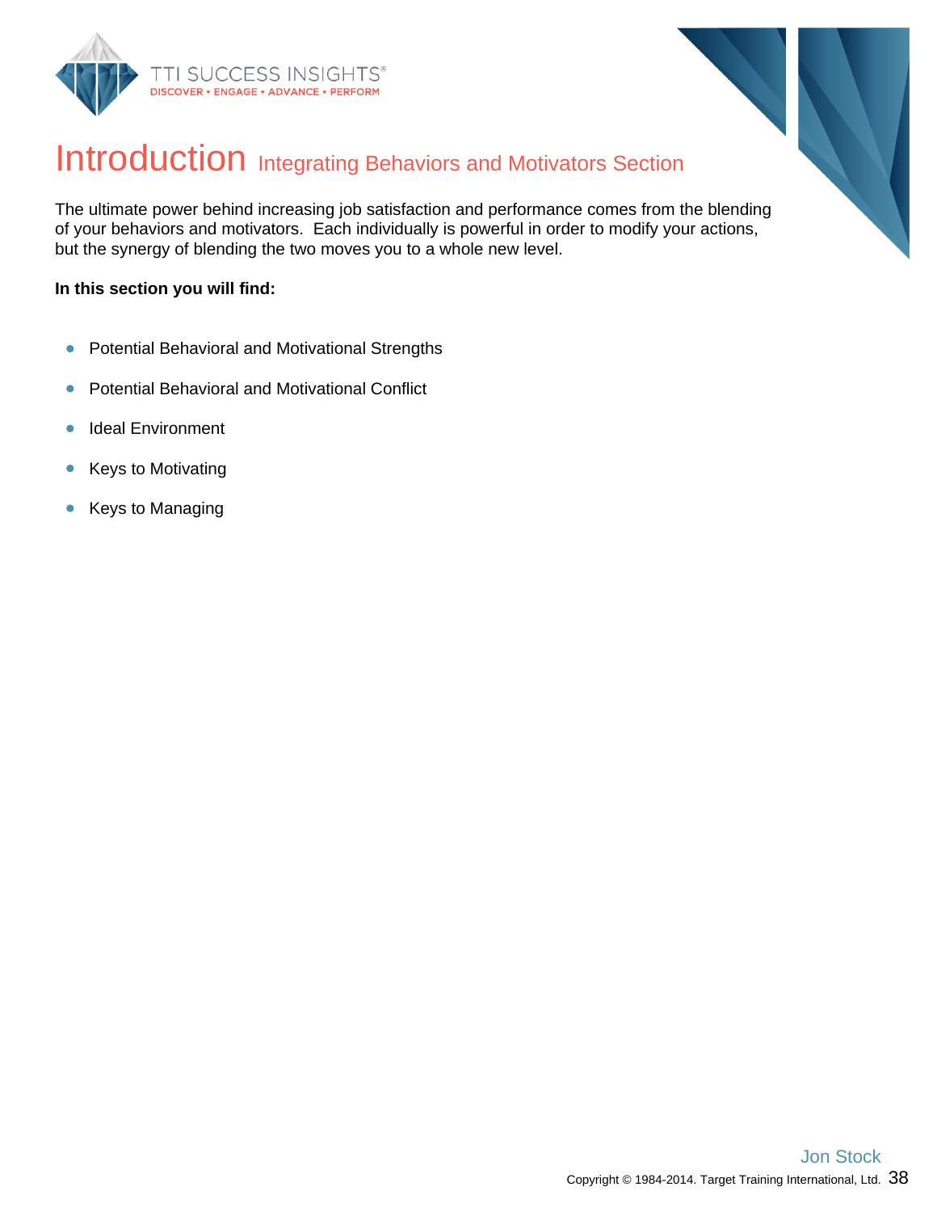# Introduction Integrating Behaviors and Motivators Section

The ultimate power behind increasing job satisfaction and performance comes from the blending of your behaviors and motivators. Each individually is powerful in order to modify your actions, but the synergy of blending the two moves you to a whole new level.

**In this section you will find:**

- Potential Behavioral and Motivational Strengths
- Potential Behavioral and Motivational Conflict
- Ideal Environment
- Keys to Motivating
- Keys to Managing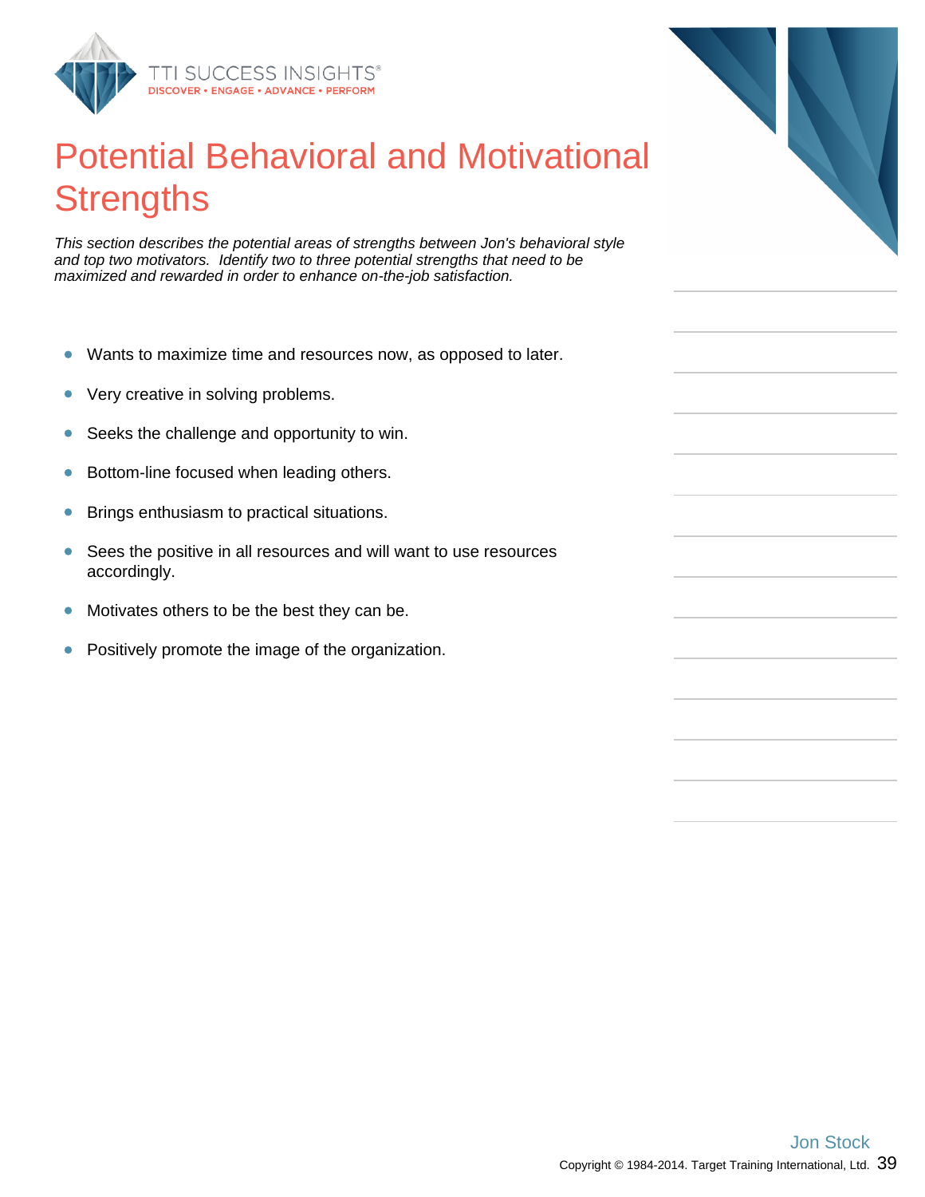# Potential Behavioral and Motivational Strengths

*This section describes the potential areas of strengths between Jon's behavioral style and top two motivators. Identify two to three potential strengths that need to be maximized and rewarded in order to enhance on-the-job satisfaction.*

- Wants to maximize time and resources now, as opposed to later.
- Very creative in solving problems.
- Seeks the challenge and opportunity to win.
- Bottom-line focused when leading others.
- Brings enthusiasm to practical situations.
- Sees the positive in all resources and will want to use resources accordingly.
- Motivates others to be the best they can be.
- Positively promote the image of the organization.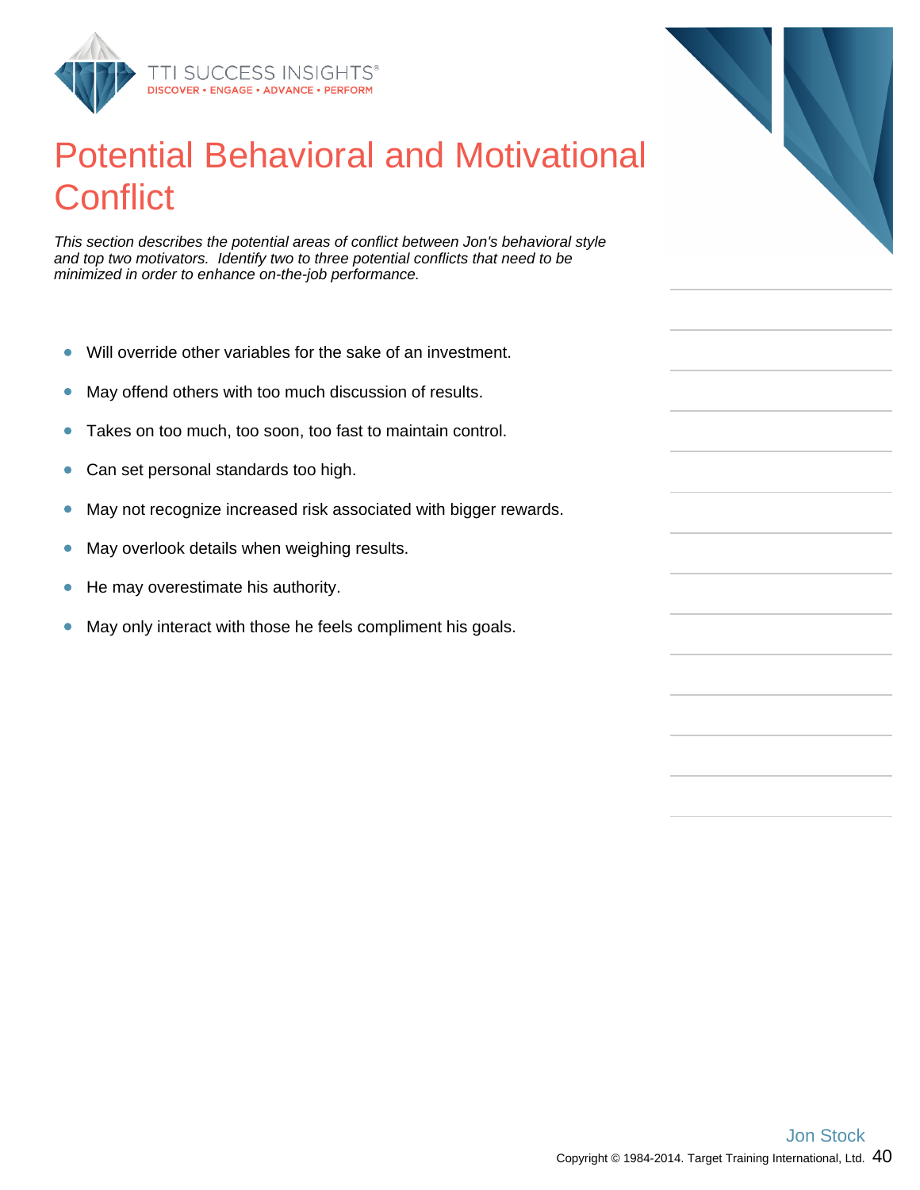# Potential Behavioral and Motivational Conflict

*This section describes the potential areas of conflict between Jon's behavioral style and top two motivators. Identify two to three potential conflicts that need to be minimized in order to enhance on-the-job performance.*

- Will override other variables for the sake of an investment.
- May offend others with too much discussion of results.
- Takes on too much, too soon, too fast to maintain control.
- Can set personal standards too high.
- May not recognize increased risk associated with bigger rewards.
- May overlook details when weighing results.
- He may overestimate his authority.
- May only interact with those he feels compliment his goals.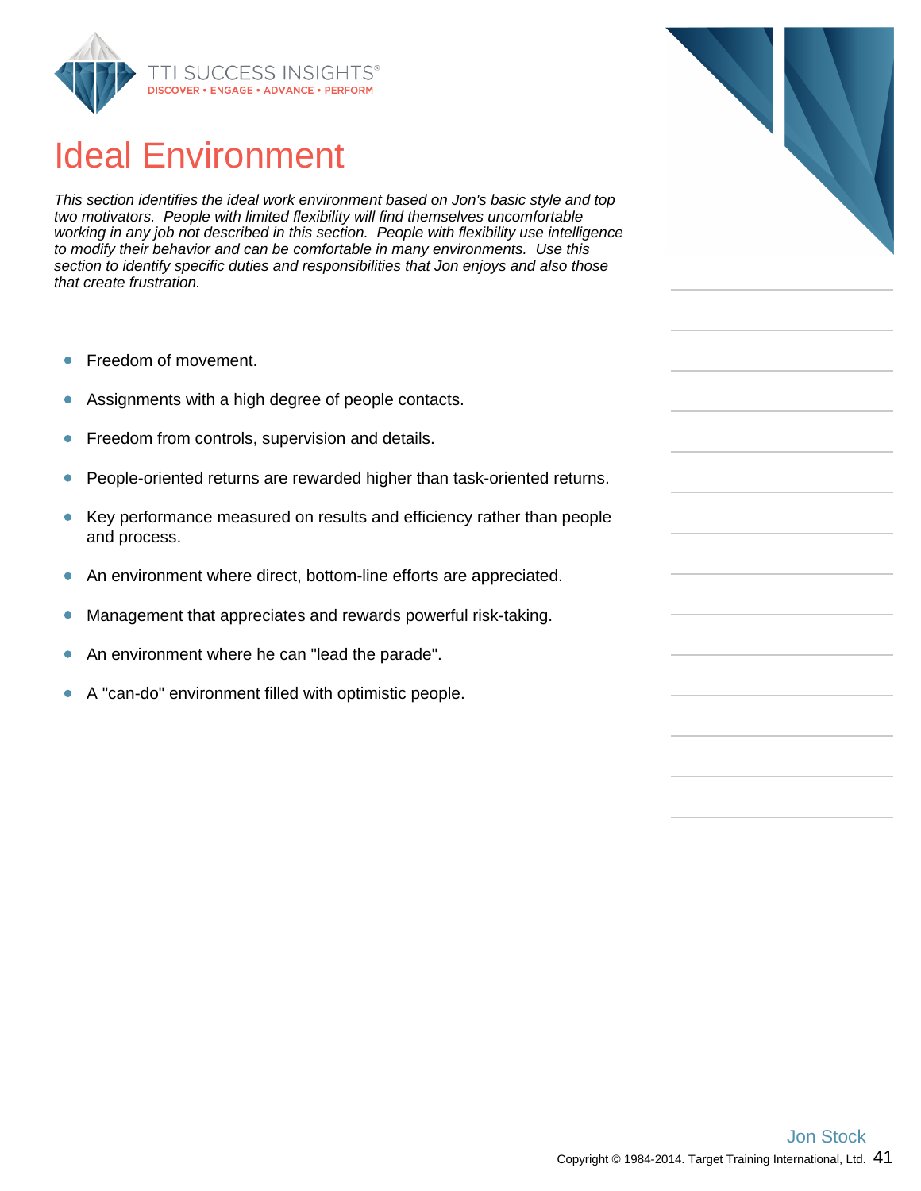# Ideal Environment

*This section identifies the ideal work environment based on Jon's basic style and top two motivators. People with limited flexibility will find themselves uncomfortable working in any job not described in this section. People with flexibility use intelligence to modify their behavior and can be comfortable in many environments. Use this section to identify specific duties and responsibilities that Jon enjoys and also those that create frustration.*

- Freedom of movement.
- Assignments with a high degree of people contacts.
- Freedom from controls, supervision and details.
- People-oriented returns are rewarded higher than task-oriented returns.
- Key performance measured on results and efficiency rather than people and process.
- An environment where direct, bottom-line efforts are appreciated.
- Management that appreciates and rewards powerful risk-taking.
- An environment where he can "lead the parade".
- A "can-do" environment filled with optimistic people.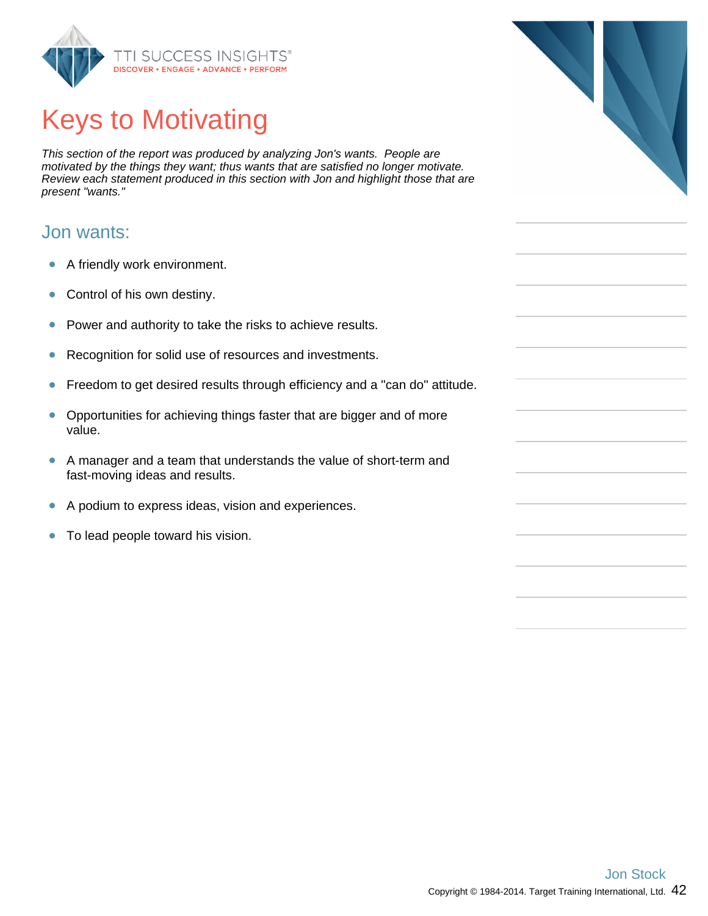# Keys to Motivating

*This section of the report was produced by analyzing Jon's wants. People are motivated by the things they want; thus wants that are satisfied no longer motivate. Review each statement produced in this section with Jon and highlight those that are present "wants."*

## Jon wants:

- A friendly work environment.
- Control of his own destiny.
- Power and authority to take the risks to achieve results.
- Recognition for solid use of resources and investments.
- Freedom to get desired results through efficiency and a "can do" attitude.
- Opportunities for achieving things faster that are bigger and of more value.
- A manager and a team that understands the value of short-term and fast-moving ideas and results.
- A podium to express ideas, vision and experiences.
- To lead people toward his vision.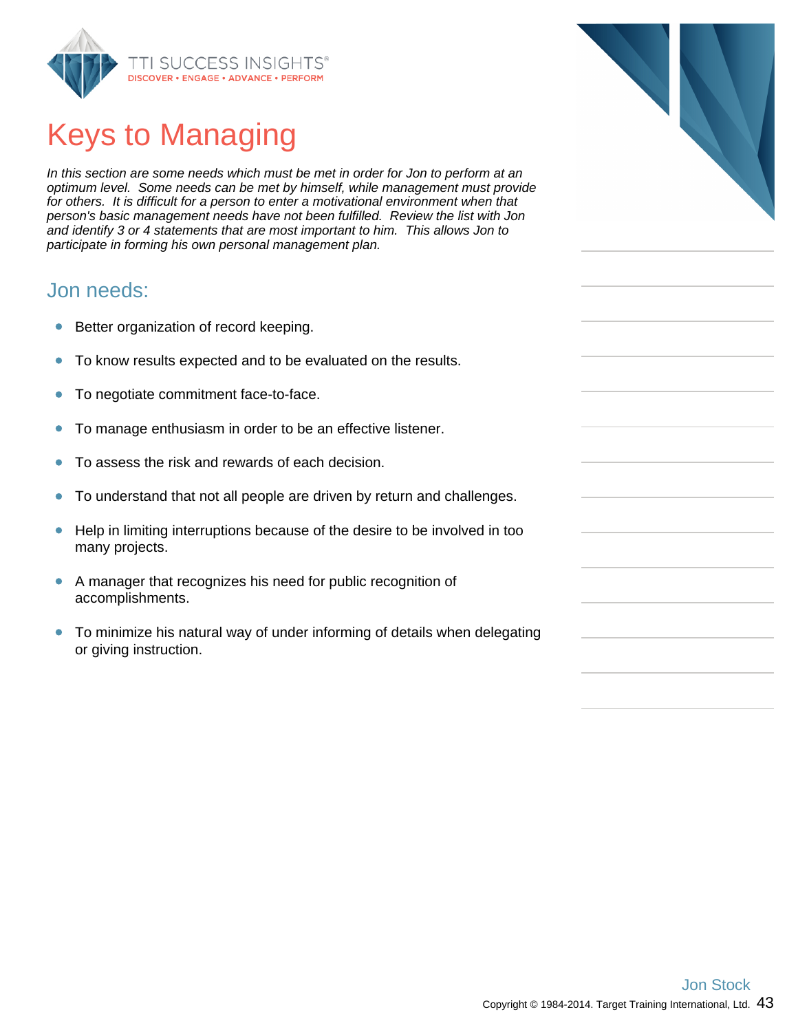# Keys to Managing

*In this section are some needs which must be met in order for Jon to perform at an optimum level. Some needs can be met by himself, while management must provide for others. It is difficult for a person to enter a motivational environment when that person's basic management needs have not been fulfilled. Review the list with Jon and identify 3 or 4 statements that are most important to him. This allows Jon to participate in forming his own personal management plan.*

## Jon needs:

- Better organization of record keeping.
- To know results expected and to be evaluated on the results.
- To negotiate commitment face-to-face.
- To manage enthusiasm in order to be an effective listener.
- To assess the risk and rewards of each decision.
- To understand that not all people are driven by return and challenges.
- Help in limiting interruptions because of the desire to be involved in too many projects.
- A manager that recognizes his need for public recognition of accomplishments.
- To minimize his natural way of under informing of details when delegating or giving instruction.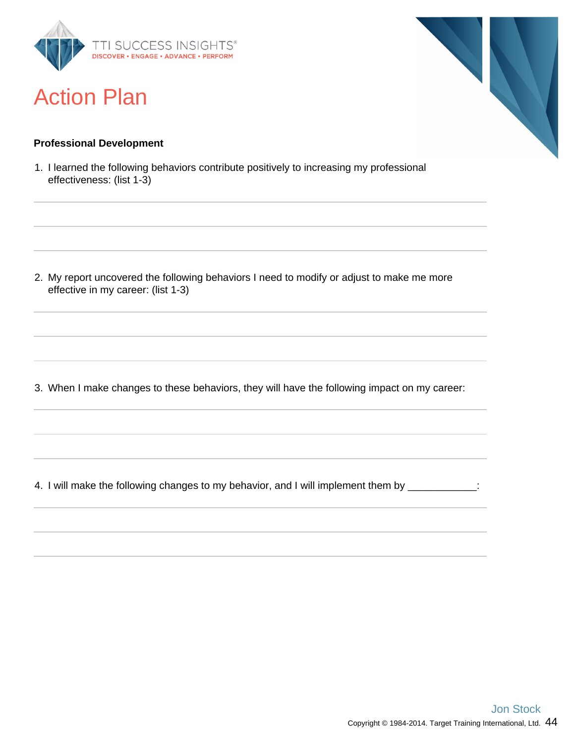# Action Plan

**Professional Development**

1. I learned the following behaviors contribute positively to increasing my professional effectiveness: (list 1-3)

2. My report uncovered the following behaviors I need to modify or adjust to make me more effective in my career: (list 1-3)

3. When I make changes to these behaviors, they will have the following impact on my career:

4. I will make the following changes to my behavior, and I will implement them by ____________: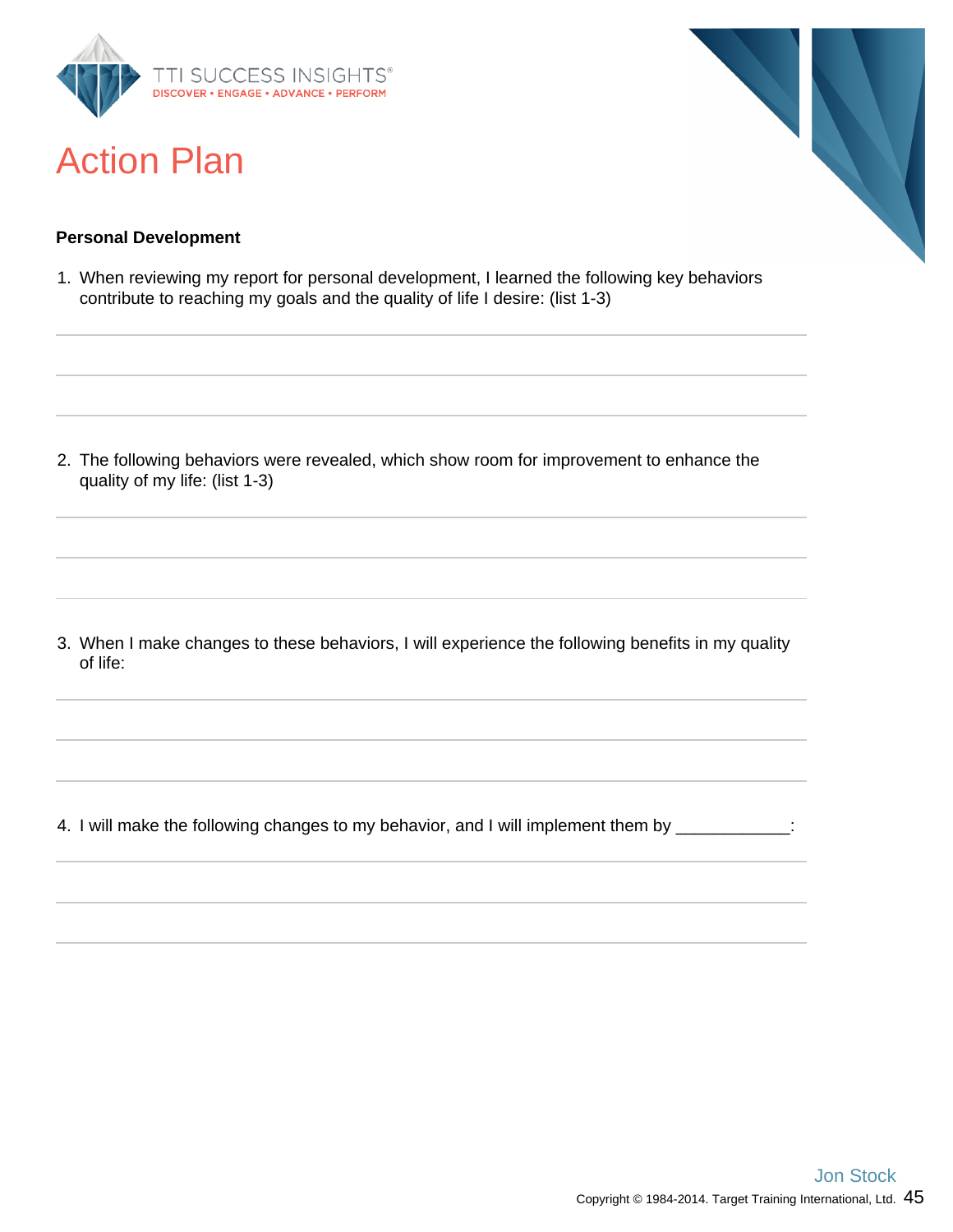# Action Plan

**Personal Development**

1. When reviewing my report for personal development, I learned the following key behaviors contribute to reaching my goals and the quality of life I desire: (list 1-3)

2. The following behaviors were revealed, which show room for improvement to enhance the quality of my life: (list 1-3)

3. When I make changes to these behaviors, I will experience the following benefits in my quality of life:

4. I will make the following changes to my behavior, and I will implement them by ____________: